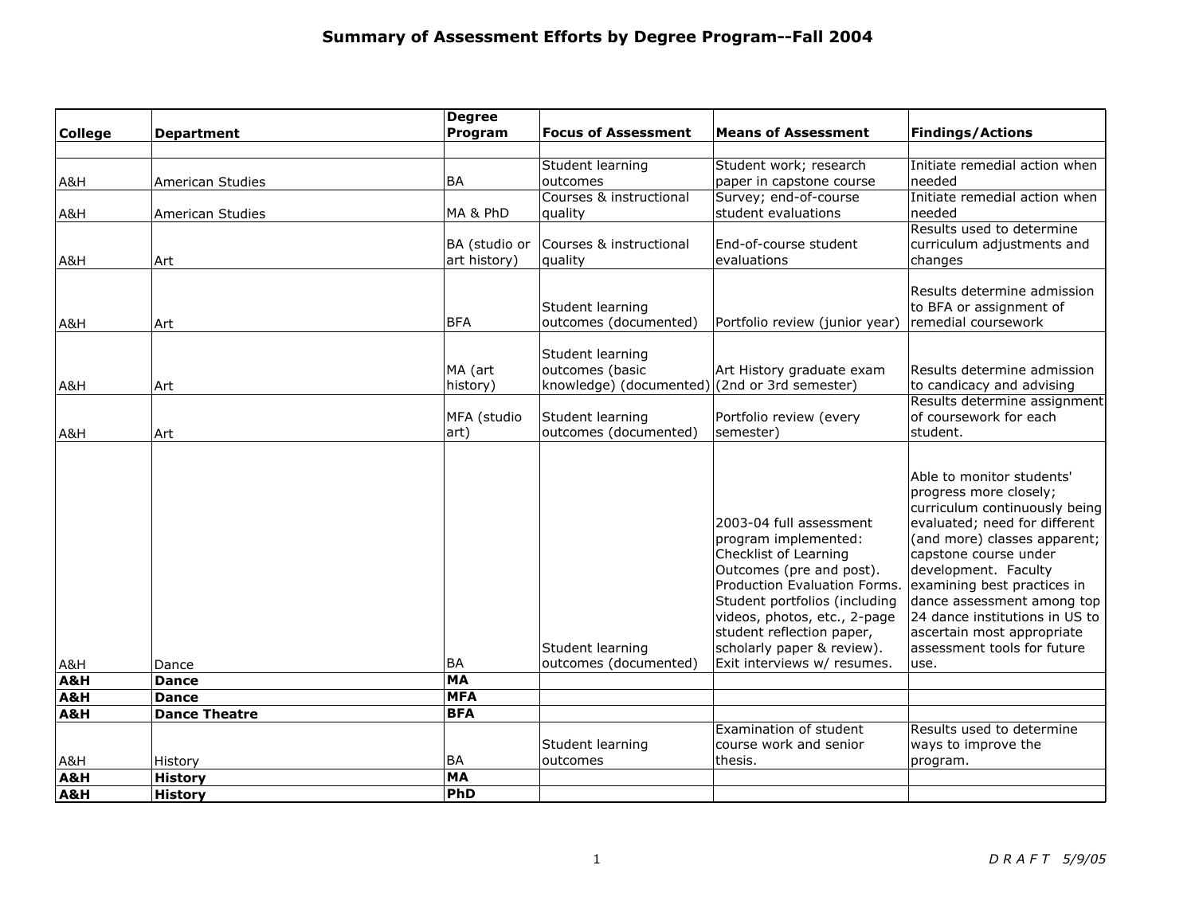# Summary of Assessment Efforts by Degree Program--Fall 2004

| College | Department | Degree Program | Focus of Assessment | Means of Assessment | Findings/Actions |
|---|---|---|---|---|---|
| | | | | | |
| A&H | American Studies | BA | Student learning outcomes | Student work; research paper in capstone course | Initiate remedial action when needed |
| A&H | American Studies | MA & PhD | Courses & instructional quality | Survey; end-of-course student evaluations | Initiate remedial action when needed |
| A&H | Art | BA (studio or art history) | Courses & instructional quality | End-of-course student evaluations | Results used to determine curriculum adjustments and changes |
| A&H | Art | BFA | Student learning outcomes (documented) | Portfolio review (junior year) | Results determine admission to BFA or assignment of remedial coursework |
| A&H | Art | MA (art history) | Student learning outcomes (basic knowledge) (documented) | Art History graduate exam (2nd or 3rd semester) | Results determine admission to candicacy and advising |
| A&H | Art | MFA (studio art) | Student learning outcomes (documented) | Portfolio review (every semester) | Results determine assignment of coursework for each student. |
| A&H | Dance | BA | Student learning outcomes (documented) | 2003-04 full assessment program implemented: Checklist of Learning Outcomes (pre and post). Production Evaluation Forms. Student portfolios (including videos, photos, etc., 2-page student reflection paper, scholarly paper & review). Exit interviews w/ resumes. | Able to monitor students' progress more closely; curriculum continuously being evaluated; need for different (and more) classes apparent; capstone course under development. Faculty examining best practices in dance assessment among top 24 dance institutions in US to ascertain most appropriate assessment tools for future use. |
| **A&H** | **Dance** | **MA** | | | |
| **A&H** | **Dance** | **MFA** | | | |
| **A&H** | **Dance Theatre** | **BFA** | | | |
| A&H | History | BA | Student learning outcomes | Examination of student course work and senior thesis. | Results used to determine ways to improve the program. |
| **A&H** | **History** | **MA** | | | |
| **A&H** | **History** | **PhD** | | | |

*D R A F T 5/9/05*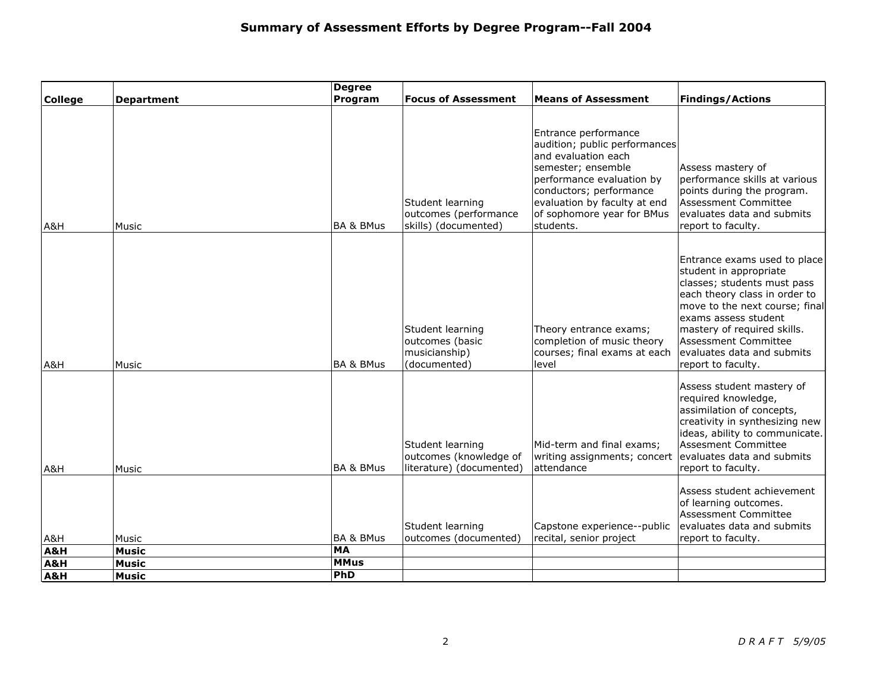# Summary of Assessment Efforts by Degree Program--Fall 2004

| College | Department | Degree Program | Focus of Assessment | Means of Assessment | Findings/Actions |
|---|---|---|---|---|---|
| A&H | Music | BA & BMus | Student learning outcomes (performance skills) (documented) | Entrance performance audition; public performances and evaluation each semester; ensemble performance evaluation by conductors; performance evaluation by faculty at end of sophomore year for BMus students. | Assess mastery of performance skills at various points during the program. Assessment Committee evaluates data and submits report to faculty. |
| A&H | Music | BA & BMus | Student learning outcomes (basic musicianship) (documented) | Theory entrance exams; completion of music theory courses; final exams at each level | Entrance exams used to place student in appropriate classes; students must pass each theory class in order to move to the next course; final exams assess student mastery of required skills. Assessment Committee evaluates data and submits report to faculty. |
| A&H | Music | BA & BMus | Student learning outcomes (knowledge of literature) (documented) | Mid-term and final exams; writing assignments; concert attendance | Assess student mastery of required knowledge, assimilation of concepts, creativity in synthesizing new ideas, ability to communicate. Assesment Committee evaluates data and submits report to faculty. |
| A&H | Music | BA & BMus | Student learning outcomes (documented) | Capstone experience--public recital, senior project | Assess student achievement of learning outcomes. Assessment Committee evaluates data and submits report to faculty. |
| **A&H** | **Music** | **MA** | | | |
| **A&H** | **Music** | **MMus** | | | |
| **A&H** | **Music** | **PhD** | | | |

*D R A F T 5/9/05*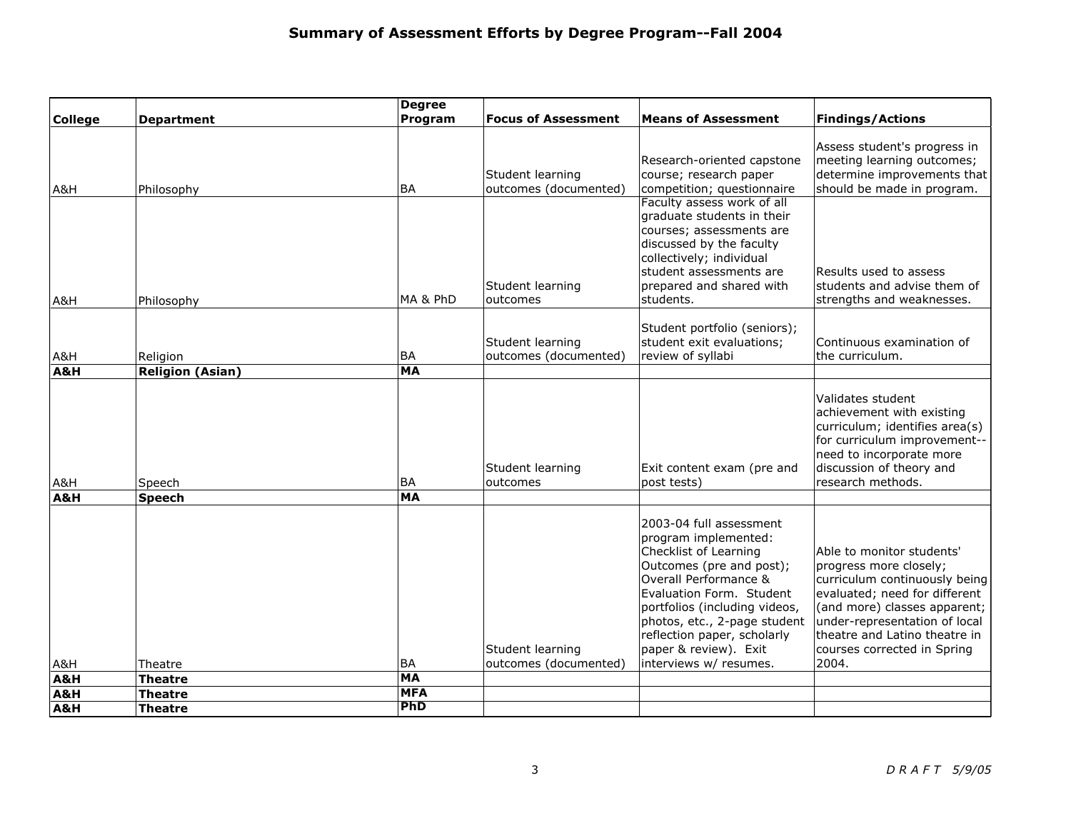# Summary of Assessment Efforts by Degree Program--Fall 2004

| College | Department | Degree Program | Focus of Assessment | Means of Assessment | Findings/Actions |
|---|---|---|---|---|---|
| A&H | Philosophy | BA | Student learning outcomes (documented) | Research-oriented capstone course; research paper competition; questionnaire | Assess student's progress in meeting learning outcomes; determine improvements that should be made in program. |
| A&H | Philosophy | MA & PhD | Student learning outcomes | Faculty assess work of all graduate students in their courses; assessments are discussed by the faculty collectively; individual student assessments are prepared and shared with students. | Results used to assess students and advise them of strengths and weaknesses. |
| A&H | Religion | BA | Student learning outcomes (documented) | Student portfolio (seniors); student exit evaluations; review of syllabi | Continuous examination of the curriculum. |
| **A&H** | **Religion (Asian)** | **MA** | | | |
| A&H | Speech | BA | Student learning outcomes | Exit content exam (pre and post tests) | Validates student achievement with existing curriculum; identifies area(s) for curriculum improvement--need to incorporate more discussion of theory and research methods. |
| **A&H** | **Speech** | **MA** | | | |
| A&H | Theatre | BA | Student learning outcomes (documented) | 2003-04 full assessment program implemented: Checklist of Learning Outcomes (pre and post); Overall Performance & Evaluation Form. Student portfolios (including videos, photos, etc., 2-page student reflection paper, scholarly paper & review). Exit interviews w/ resumes. | Able to monitor students' progress more closely; curriculum continuously being evaluated; need for different (and more) classes apparent; under-representation of local theatre and Latino theatre in courses corrected in Spring 2004. |
| **A&H** | **Theatre** | **MA** | | | |
| **A&H** | **Theatre** | **MFA** | | | |
| **A&H** | **Theatre** | **PhD** | | | |

*D R A F T 5/9/05*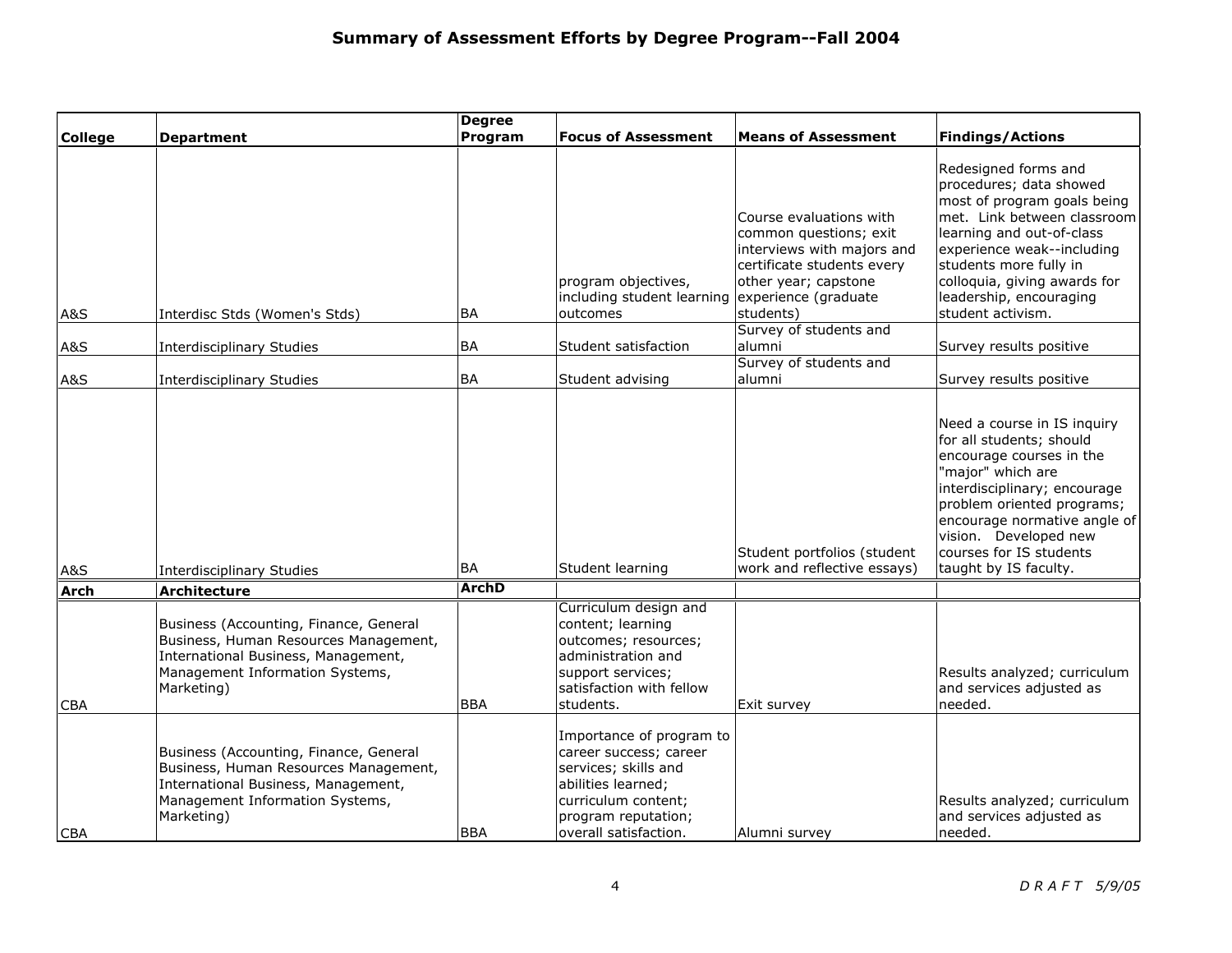## Summary of Assessment Efforts by Degree Program--Fall 2004

| College | Department | Degree Program | Focus of Assessment | Means of Assessment | Findings/Actions |
|---|---|---|---|---|---|
| A&S | Interdisc Stds (Women's Stds) | BA | program objectives, including student learning outcomes | Course evaluations with common questions; exit interviews with majors and certificate students every other year; capstone experience (graduate students) | Redesigned forms and procedures; data showed most of program goals being met. Link between classroom learning and out-of-class experience weak--including students more fully in colloquia, giving awards for leadership, encouraging student activism. |
| A&S | Interdisciplinary Studies | BA | Student satisfaction | Survey of students and alumni | Survey results positive |
| A&S | Interdisciplinary Studies | BA | Student advising | Survey of students and alumni | Survey results positive |
| A&S | Interdisciplinary Studies | BA | Student learning | Student portfolios (student work and reflective essays) | Need a course in IS inquiry for all students; should encourage courses in the "major" which are interdisciplinary; encourage problem oriented programs; encourage normative angle of vision. Developed new courses for IS students taught by IS faculty. |
| **Arch** | **Architecture** | **ArchD** | | | |
| CBA | Business (Accounting, Finance, General Business, Human Resources Management, International Business, Management, Management Information Systems, Marketing) | BBA | Curriculum design and content; learning outcomes; resources; administration and support services; satisfaction with fellow students. | Exit survey | Results analyzed; curriculum and services adjusted as needed. |
| CBA | Business (Accounting, Finance, General Business, Human Resources Management, International Business, Management, Management Information Systems, Marketing) | BBA | Importance of program to career success; career services; skills and abilities learned; curriculum content; program reputation; overall satisfaction. | Alumni survey | Results analyzed; curriculum and services adjusted as needed. |

*DRAFT 5/9/05*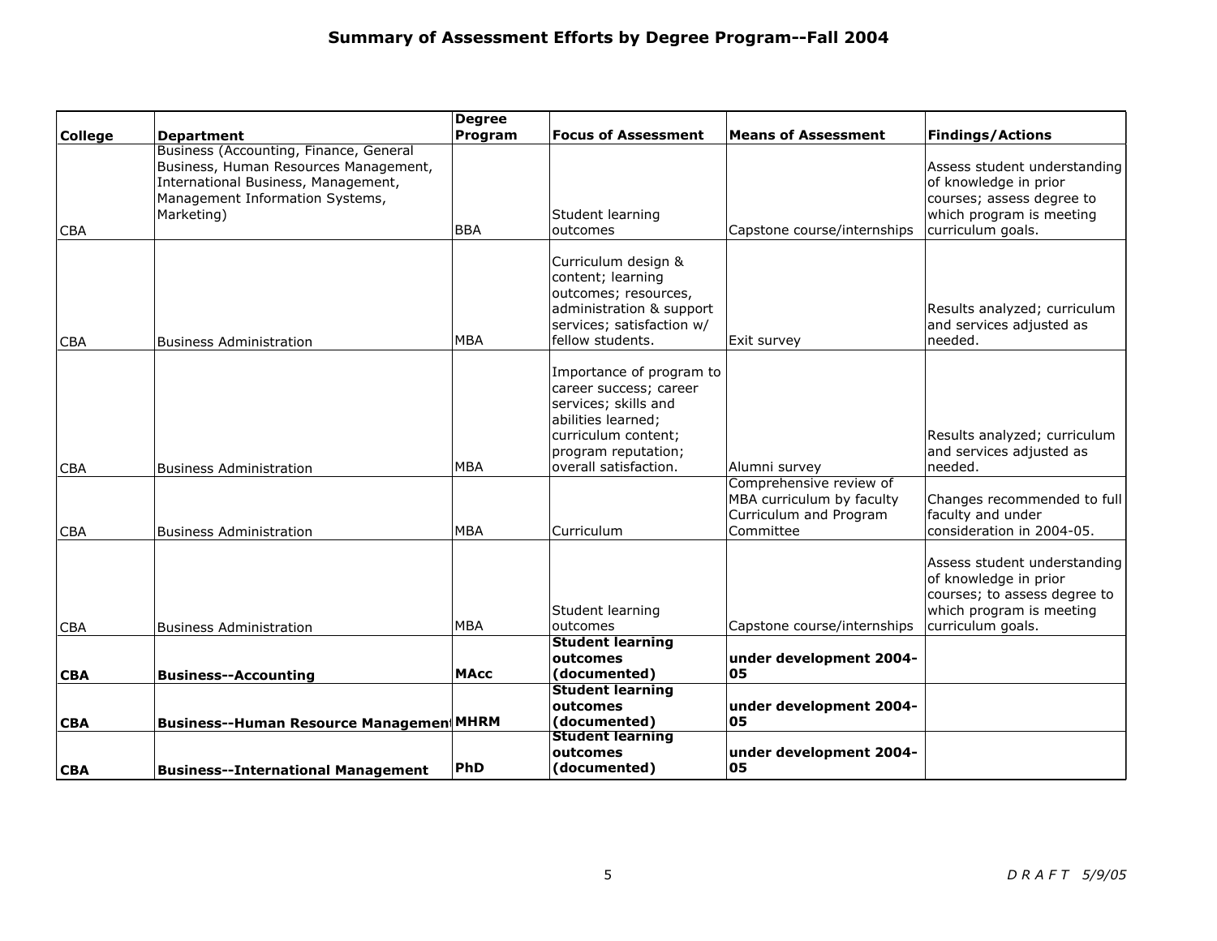# Summary of Assessment Efforts by Degree Program--Fall 2004

| College | Department | Degree Program | Focus of Assessment | Means of Assessment | Findings/Actions |
|---|---|---|---|---|---|
| CBA | Business (Accounting, Finance, General Business, Human Resources Management, International Business, Management, Management Information Systems, Marketing) | BBA | Student learning outcomes | Capstone course/internships | Assess student understanding of knowledge in prior courses; assess degree to which program is meeting curriculum goals. |
| CBA | Business Administration | MBA | Curriculum design & content; learning outcomes; resources, administration & support services; satisfaction w/ fellow students. | Exit survey | Results analyzed; curriculum and services adjusted as needed. |
| CBA | Business Administration | MBA | Importance of program to career success; career services; skills and abilities learned; curriculum content; program reputation; overall satisfaction. | Alumni survey | Results analyzed; curriculum and services adjusted as needed. |
| CBA | Business Administration | MBA | Curriculum | Comprehensive review of MBA curriculum by faculty Curriculum and Program Committee | Changes recommended to full faculty and under consideration in 2004-05. |
| CBA | Business Administration | MBA | Student learning outcomes | Capstone course/internships | Assess student understanding of knowledge in prior courses; to assess degree to which program is meeting curriculum goals. |
| **CBA** | **Business--Accounting** | **MAcc** | **Student learning outcomes (documented)** | **under development 2004-05** | |
| **CBA** | **Business--Human Resource Management** | **MHRM** | **Student learning outcomes (documented)** | **under development 2004-05** | |
| **CBA** | **Business--International Management** | **PhD** | **Student learning outcomes (documented)** | **under development 2004-05** | |

*DRAFT 5/9/05*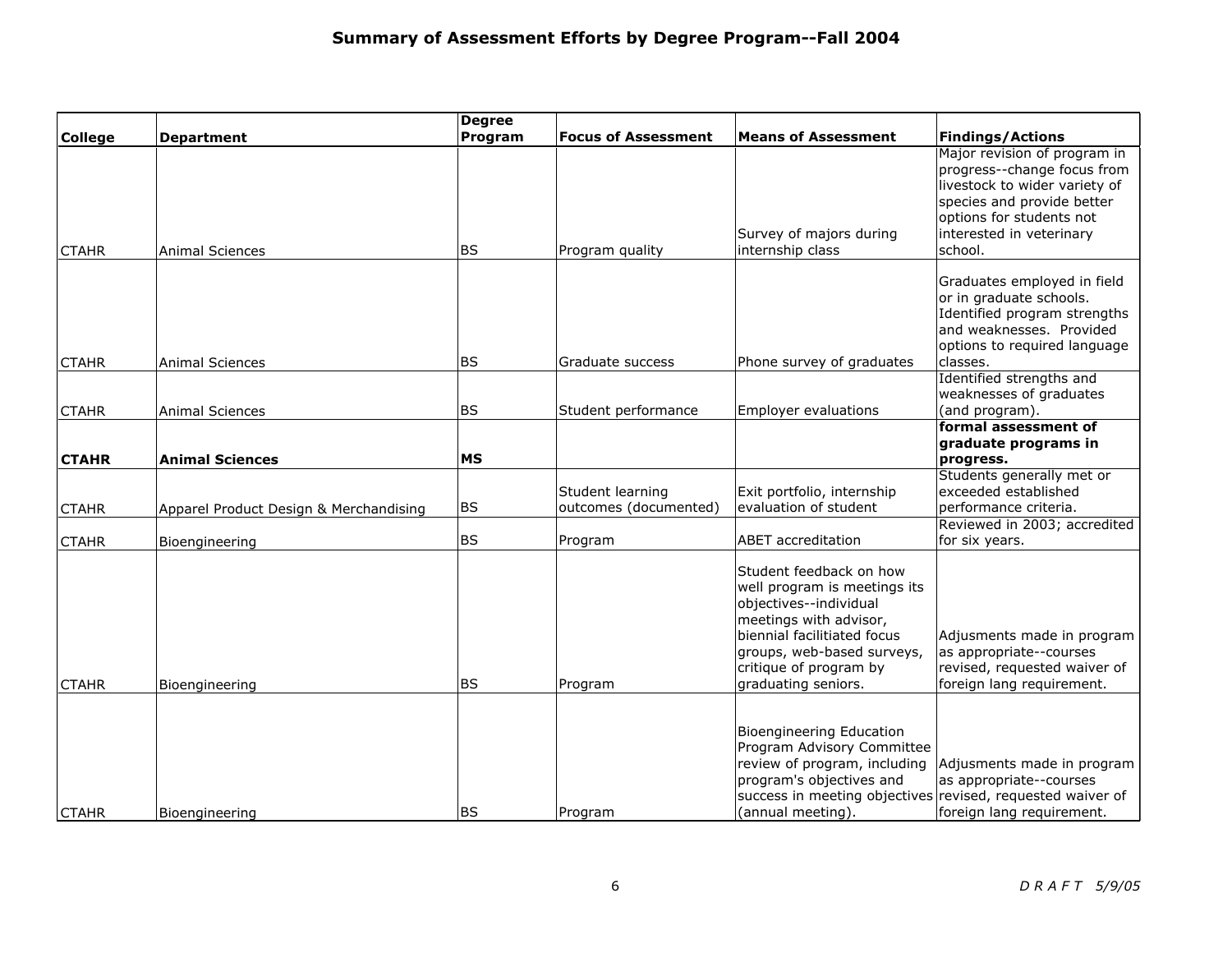# Summary of Assessment Efforts by Degree Program--Fall 2004

| College | Department | Degree Program | Focus of Assessment | Means of Assessment | Findings/Actions |
|---|---|---|---|---|---|
| CTAHR | Animal Sciences | BS | Program quality | Survey of majors during internship class | Major revision of program in progress--change focus from livestock to wider variety of species and provide better options for students not interested in veterinary school. |
| CTAHR | Animal Sciences | BS | Graduate success | Phone survey of graduates | Graduates employed in field or in graduate schools. Identified program strengths and weaknesses. Provided options to required language classes. |
| CTAHR | Animal Sciences | BS | Student performance | Employer evaluations | Identified strengths and weaknesses of graduates (and program). |
| **CTAHR** | **Animal Sciences** | **MS** | | | **formal assessment of graduate programs in progress.** |
| CTAHR | Apparel Product Design & Merchandising | BS | Student learning outcomes (documented) | Exit portfolio, internship evaluation of student | Students generally met or exceeded established performance criteria. |
| CTAHR | Bioengineering | BS | Program | ABET accreditation | Reviewed in 2003; accredited for six years. |
| CTAHR | Bioengineering | BS | Program | Student feedback on how well program is meetings its objectives--individual meetings with advisor, biennial facilitiated focus groups, web-based surveys, critique of program by graduating seniors. | Adjusments made in program as appropriate--courses revised, requested waiver of foreign lang requirement. |
| CTAHR | Bioengineering | BS | Program | Bioengineering Education Program Advisory Committee review of program, including program's objectives and success in meeting objectives (annual meeting). | Adjusments made in program as appropriate--courses revised, requested waiver of foreign lang requirement. |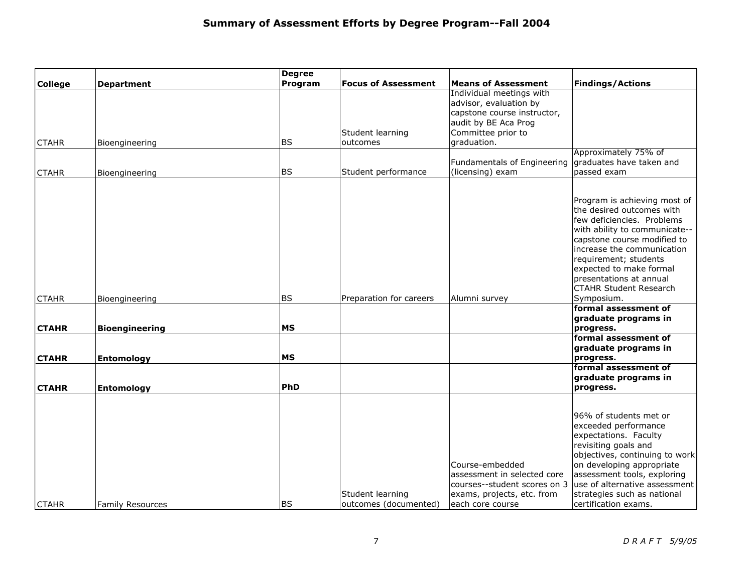# Summary of Assessment Efforts by Degree Program--Fall 2004

| College | Department | Degree Program | Focus of Assessment | Means of Assessment | Findings/Actions |
|---|---|---|---|---|---|
| CTAHR | Bioengineering | BS | Student learning outcomes | Individual meetings with advisor, evaluation by capstone course instructor, audit by BE Aca Prog Committee prior to graduation. | |
| CTAHR | Bioengineering | BS | Student performance | Fundamentals of Engineering (licensing) exam | Approximately 75% of graduates have taken and passed exam |
| CTAHR | Bioengineering | BS | Preparation for careers | Alumni survey | Program is achieving most of the desired outcomes with few deficiencies. Problems with ability to communicate--capstone course modified to increase the communication requirement; students expected to make formal presentations at annual CTAHR Student Research Symposium. |
| **CTAHR** | **Bioengineering** | **MS** | | | **formal assessment of graduate programs in progress.** |
| **CTAHR** | **Entomology** | **MS** | | | **formal assessment of graduate programs in progress.** |
| **CTAHR** | **Entomology** | **PhD** | | | **formal assessment of graduate programs in progress.** |
| CTAHR | Family Resources | BS | Student learning outcomes (documented) | Course-embedded assessment in selected core courses--student scores on 3 exams, projects, etc. from each core course | 96% of students met or exceeded performance expectations. Faculty revisiting goals and objectives, continuing to work on developing appropriate assessment tools, exploring use of alternative assessment strategies such as national certification exams. |

*D R A F T 5/9/05*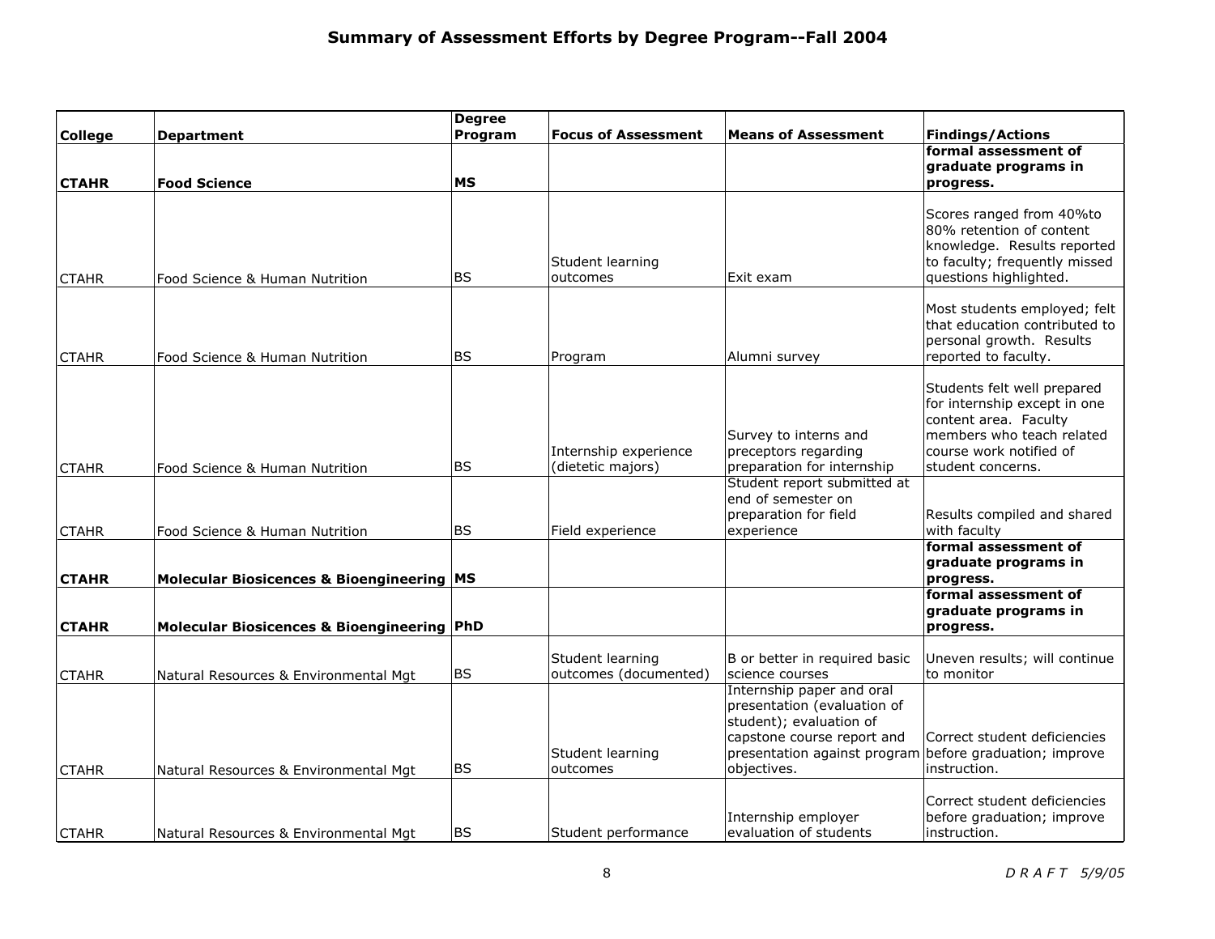# Summary of Assessment Efforts by Degree Program--Fall 2004

| College | Department | Degree Program | Focus of Assessment | Means of Assessment | Findings/Actions |
|---|---|---|---|---|---|
| **CTAHR** | **Food Science** | **MS** | | | **formal assessment of graduate programs in progress.** |
| CTAHR | Food Science & Human Nutrition | BS | Student learning outcomes | Exit exam | Scores ranged from 40%to 80% retention of content knowledge. Results reported to faculty; frequently missed questions highlighted. |
| CTAHR | Food Science & Human Nutrition | BS | Program | Alumni survey | Most students employed; felt that education contributed to personal growth. Results reported to faculty. |
| CTAHR | Food Science & Human Nutrition | BS | Internship experience (dietetic majors) | Survey to interns and preceptors regarding preparation for internship | Students felt well prepared for internship except in one content area. Faculty members who teach related course work notified of student concerns. |
| CTAHR | Food Science & Human Nutrition | BS | Field experience | Student report submitted at end of semester on preparation for field experience | Results compiled and shared with faculty |
| **CTAHR** | **Molecular Biosicences & Bioengineering** | **MS** | | | **formal assessment of graduate programs in progress.** |
| **CTAHR** | **Molecular Biosicences & Bioengineering** | **PhD** | | | **formal assessment of graduate programs in progress.** |
| CTAHR | Natural Resources & Environmental Mgt | BS | Student learning outcomes (documented) | B or better in required basic science courses | Uneven results; will continue to monitor |
| CTAHR | Natural Resources & Environmental Mgt | BS | Student learning outcomes | Internship paper and oral presentation (evaluation of student); evaluation of capstone course report and presentation against program objectives. | Correct student deficiencies before graduation; improve instruction. |
| CTAHR | Natural Resources & Environmental Mgt | BS | Student performance | Internship employer evaluation of students | Correct student deficiencies before graduation; improve instruction. |

*D R A F T 5/9/05*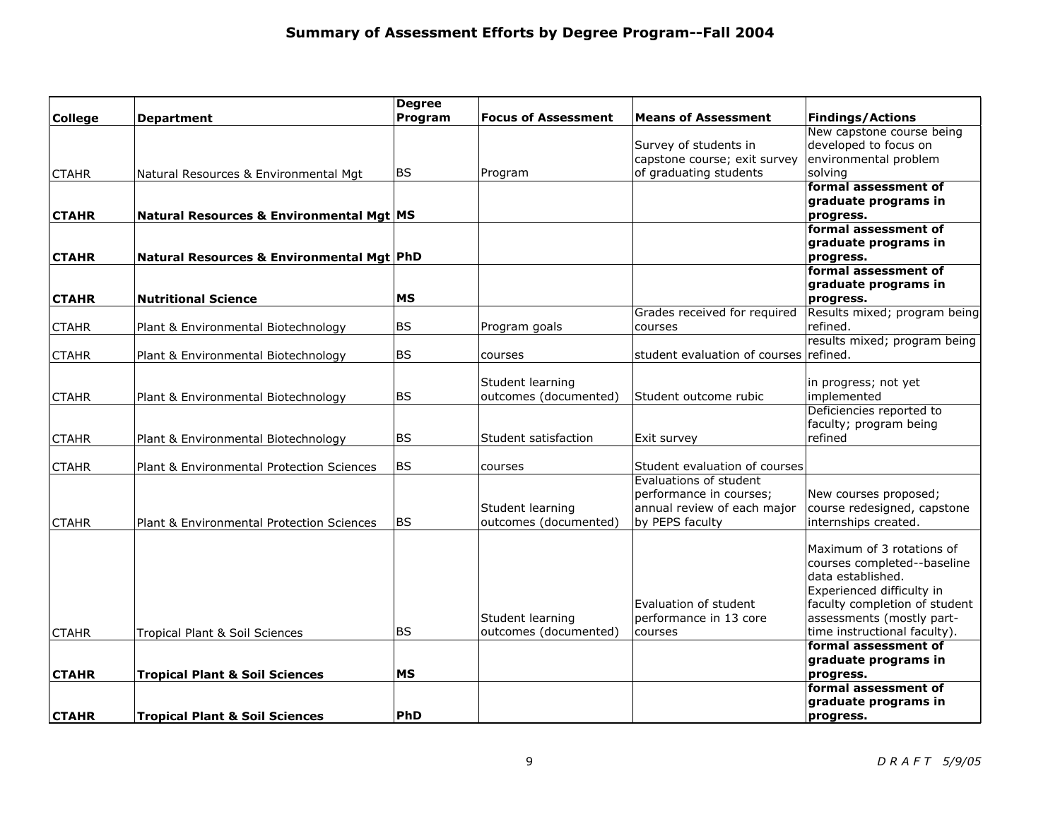## Summary of Assessment Efforts by Degree Program--Fall 2004

| College | Department | Degree Program | Focus of Assessment | Means of Assessment | Findings/Actions |
|---|---|---|---|---|---|
| CTAHR | Natural Resources & Environmental Mgt | BS | Program | Survey of students in capstone course; exit survey of graduating students | New capstone course being developed to focus on environmental problem solving |
| **CTAHR** | **Natural Resources & Environmental Mgt** | **MS** | | | **formal assessment of graduate programs in progress.** |
| **CTAHR** | **Natural Resources & Environmental Mgt** | **PhD** | | | **formal assessment of graduate programs in progress.** |
| **CTAHR** | **Nutritional Science** | **MS** | | | **formal assessment of graduate programs in progress.** |
| CTAHR | Plant & Environmental Biotechnology | BS | Program goals | Grades received for required courses | Results mixed; program being refined. |
| CTAHR | Plant & Environmental Biotechnology | BS | courses | student evaluation of courses | results mixed; program being refined. |
| CTAHR | Plant & Environmental Biotechnology | BS | Student learning outcomes (documented) | Student outcome rubic | in progress; not yet implemented |
| CTAHR | Plant & Environmental Biotechnology | BS | Student satisfaction | Exit survey | Deficiencies reported to faculty; program being refined |
| CTAHR | Plant & Environmental Protection Sciences | BS | courses | Student evaluation of courses | |
| CTAHR | Plant & Environmental Protection Sciences | BS | Student learning outcomes (documented) | Evaluations of student performance in courses; annual review of each major by PEPS faculty | New courses proposed; course redesigned, capstone internships created. |
| CTAHR | Tropical Plant & Soil Sciences | BS | Student learning outcomes (documented) | Evaluation of student performance in 13 core courses | Maximum of 3 rotations of courses completed--baseline data established. Experienced difficulty in faculty completion of student assessments (mostly part-time instructional faculty). |
| **CTAHR** | **Tropical Plant & Soil Sciences** | **MS** | | | **formal assessment of graduate programs in progress.** |
| **CTAHR** | **Tropical Plant & Soil Sciences** | **PhD** | | | **formal assessment of graduate programs in progress.** |

*DRAFT 5/9/05*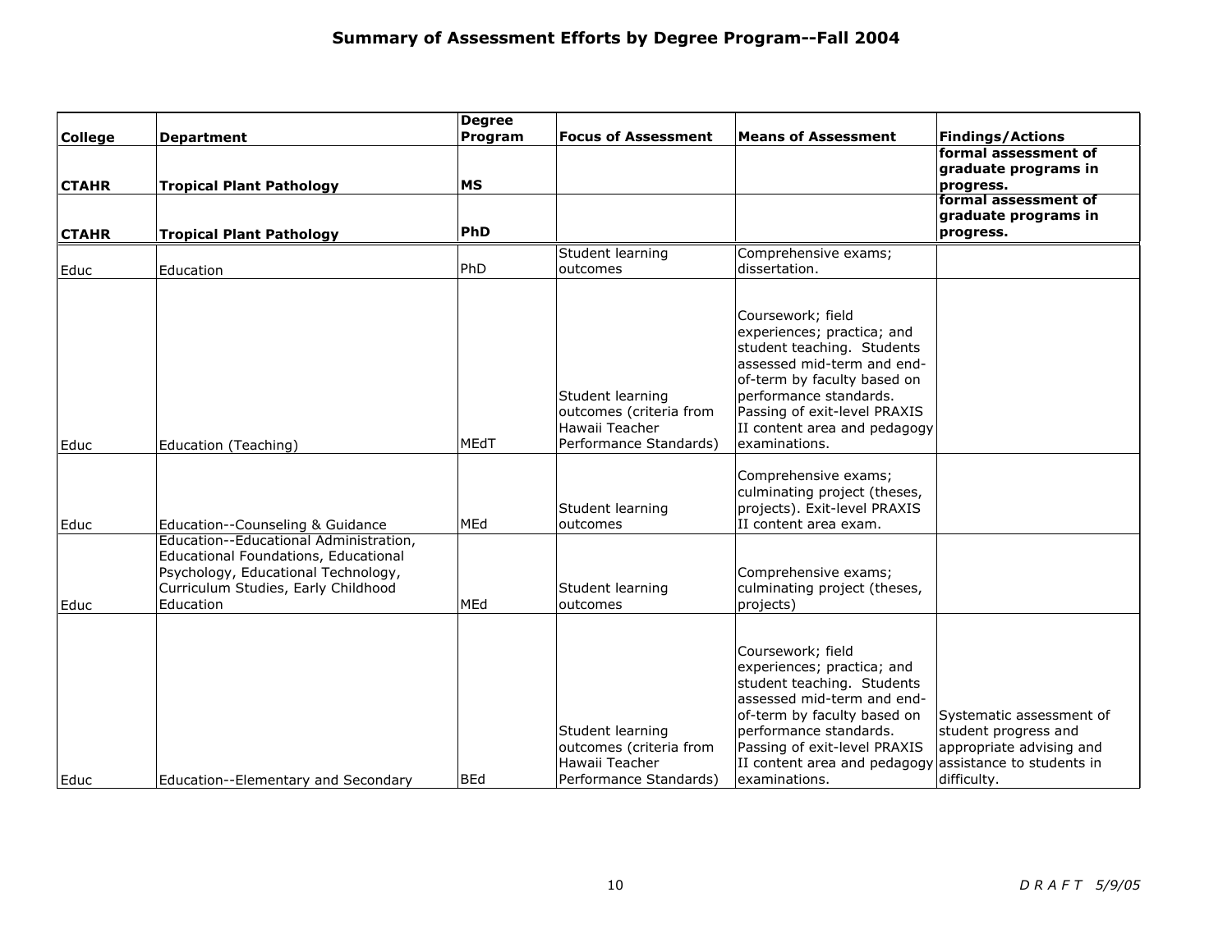# Summary of Assessment Efforts by Degree Program--Fall 2004

| College | Department | Degree Program | Focus of Assessment | Means of Assessment | Findings/Actions |
|---|---|---|---|---|---|
| **CTAHR** | **Tropical Plant Pathology** | **MS** | | | **formal assessment of graduate programs in progress.** |
| **CTAHR** | **Tropical Plant Pathology** | **PhD** | | | **formal assessment of graduate programs in progress.** |
| Educ | Education | PhD | Student learning outcomes | Comprehensive exams; dissertation. | |
| Educ | Education (Teaching) | MEdT | Student learning outcomes (criteria from Hawaii Teacher Performance Standards) | Coursework; field experiences; practica; and student teaching. Students assessed mid-term and end-of-term by faculty based on performance standards. Passing of exit-level PRAXIS II content area and pedagogy examinations. | |
| Educ | Education--Counseling & Guidance | MEd | Student learning outcomes | Comprehensive exams; culminating project (theses, projects). Exit-level PRAXIS II content area exam. | |
| Educ | Education--Educational Administration, Educational Foundations, Educational Psychology, Educational Technology, Curriculum Studies, Early Childhood Education | MEd | Student learning outcomes | Comprehensive exams; culminating project (theses, projects) | |
| Educ | Education--Elementary and Secondary | BEd | Student learning outcomes (criteria from Hawaii Teacher Performance Standards) | Coursework; field experiences; practica; and student teaching. Students assessed mid-term and end-of-term by faculty based on performance standards. Passing of exit-level PRAXIS II content area and pedagogy examinations. | Systematic assessment of student progress and appropriate advising and assistance to students in difficulty. |

*D R A F T 5/9/05*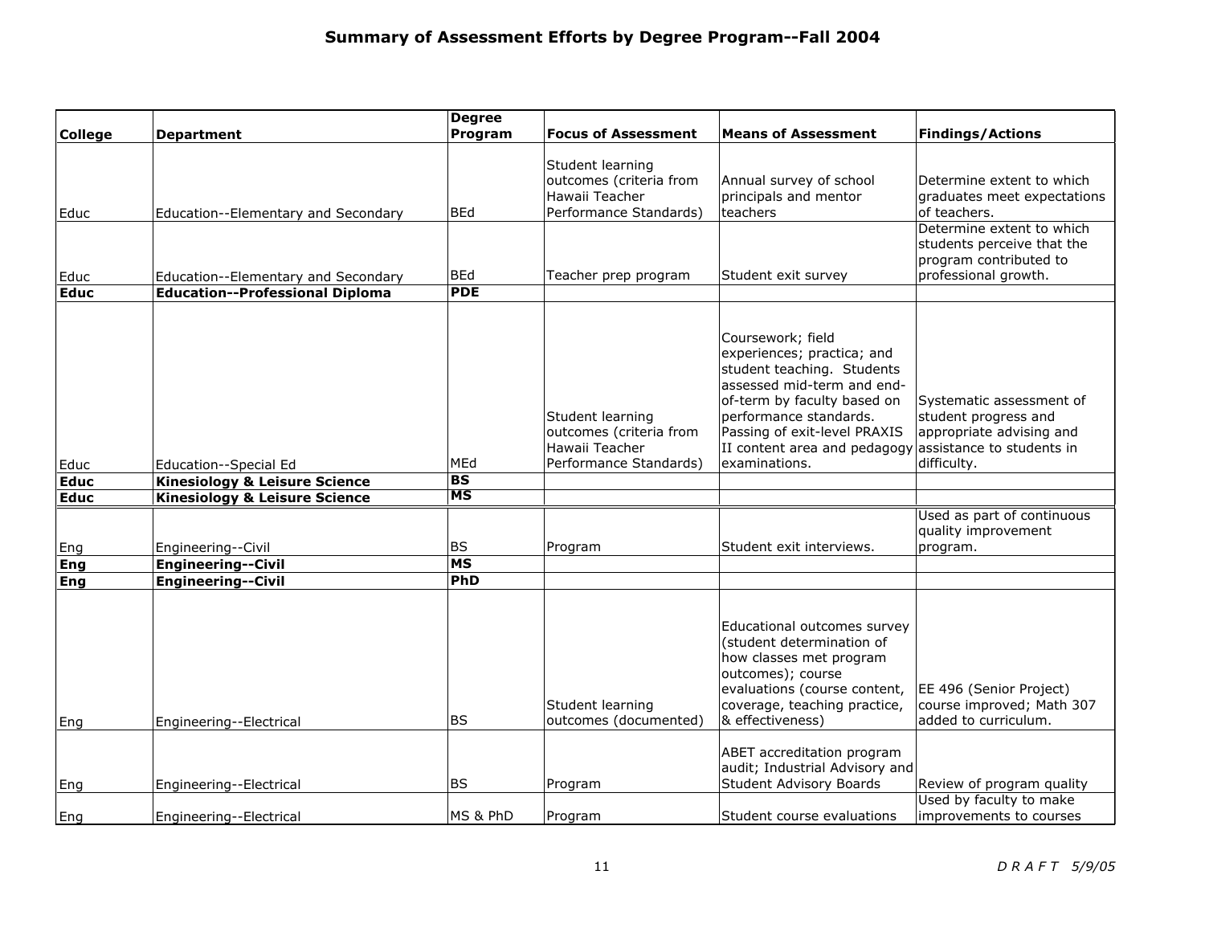# Summary of Assessment Efforts by Degree Program--Fall 2004

| College | Department | Degree Program | Focus of Assessment | Means of Assessment | Findings/Actions |
|---|---|---|---|---|---|
| Educ | Education--Elementary and Secondary | BEd | Student learning outcomes (criteria from Hawaii Teacher Performance Standards) | Annual survey of school principals and mentor teachers | Determine extent to which graduates meet expectations of teachers. |
| Educ | Education--Elementary and Secondary | BEd | Teacher prep program | Student exit survey | Determine extent to which students perceive that the program contributed to professional growth. |
| **Educ** | **Education--Professional Diploma** | **PDE** | | | |
| Educ | Education--Special Ed | MEd | Student learning outcomes (criteria from Hawaii Teacher Performance Standards) | Coursework; field experiences; practica; and student teaching. Students assessed mid-term and end-of-term by faculty based on performance standards. Passing of exit-level PRAXIS II content area and pedagogy examinations. | Systematic assessment of student progress and appropriate advising and assistance to students in difficulty. |
| **Educ** | **Kinesiology & Leisure Science** | **BS** | | | |
| **Educ** | **Kinesiology & Leisure Science** | **MS** | | | |
| Eng | Engineering--Civil | BS | Program | Student exit interviews. | Used as part of continuous quality improvement program. |
| **Eng** | **Engineering--Civil** | **MS** | | | |
| **Eng** | **Engineering--Civil** | **PhD** | | | |
| Eng | Engineering--Electrical | BS | Student learning outcomes (documented) | Educational outcomes survey (student determination of how classes met program outcomes); course evaluations (course content, coverage, teaching practice, & effectiveness) | EE 496 (Senior Project) course improved; Math 307 added to curriculum. |
| Eng | Engineering--Electrical | BS | Program | ABET accreditation program audit; Industrial Advisory and Student Advisory Boards | Review of program quality |
| Eng | Engineering--Electrical | MS & PhD | Program | Student course evaluations | Used by faculty to make improvements to courses |

*DRAFT 5/9/05*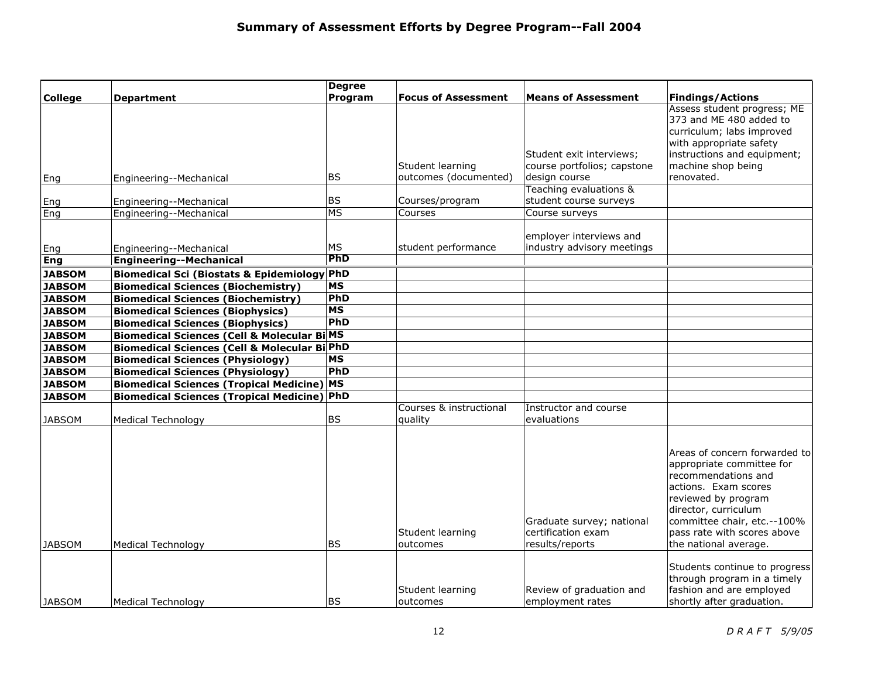# Summary of Assessment Efforts by Degree Program--Fall 2004

| College | Department | Degree Program | Focus of Assessment | Means of Assessment | Findings/Actions |
|---|---|---|---|---|---|
| Eng | Engineering--Mechanical | BS | Student learning outcomes (documented) | Student exit interviews; course portfolios; capstone design course | Assess student progress; ME 373 and ME 480 added to curriculum; labs improved with appropriate safety instructions and equipment; machine shop being renovated. |
| Eng | Engineering--Mechanical | BS | Courses/program | Teaching evaluations & student course surveys | |
| Eng | Engineering--Mechanical | MS | Courses | Course surveys | |
| Eng | Engineering--Mechanical | MS | student performance | employer interviews and industry advisory meetings | |
| **Eng** | **Engineering--Mechanical** | **PhD** | | | |
| **JABSOM** | **Biomedical Sci (Biostats & Epidemiology** | **PhD** | | | |
| **JABSOM** | **Biomedical Sciences (Biochemistry)** | **MS** | | | |
| **JABSOM** | **Biomedical Sciences (Biochemistry)** | **PhD** | | | |
| **JABSOM** | **Biomedical Sciences (Biophysics)** | **MS** | | | |
| **JABSOM** | **Biomedical Sciences (Biophysics)** | **PhD** | | | |
| **JABSOM** | **Biomedical Sciences (Cell & Molecular Bi** | **MS** | | | |
| **JABSOM** | **Biomedical Sciences (Cell & Molecular Bi** | **PhD** | | | |
| **JABSOM** | **Biomedical Sciences (Physiology)** | **MS** | | | |
| **JABSOM** | **Biomedical Sciences (Physiology)** | **PhD** | | | |
| **JABSOM** | **Biomedical Sciences (Tropical Medicine)** | **MS** | | | |
| **JABSOM** | **Biomedical Sciences (Tropical Medicine)** | **PhD** | | | |
| JABSOM | Medical Technology | BS | Courses & instructional quality | Instructor and course evaluations | |
| JABSOM | Medical Technology | BS | Student learning outcomes | Graduate survey; national certification exam results/reports | Areas of concern forwarded to appropriate committee for recommendations and actions. Exam scores reviewed by program director, curriculum committee chair, etc.--100% pass rate with scores above the national average. |
| JABSOM | Medical Technology | BS | Student learning outcomes | Review of graduation and employment rates | Students continue to progress through program in a timely fashion and are employed shortly after graduation. |

*D R A F T 5/9/05*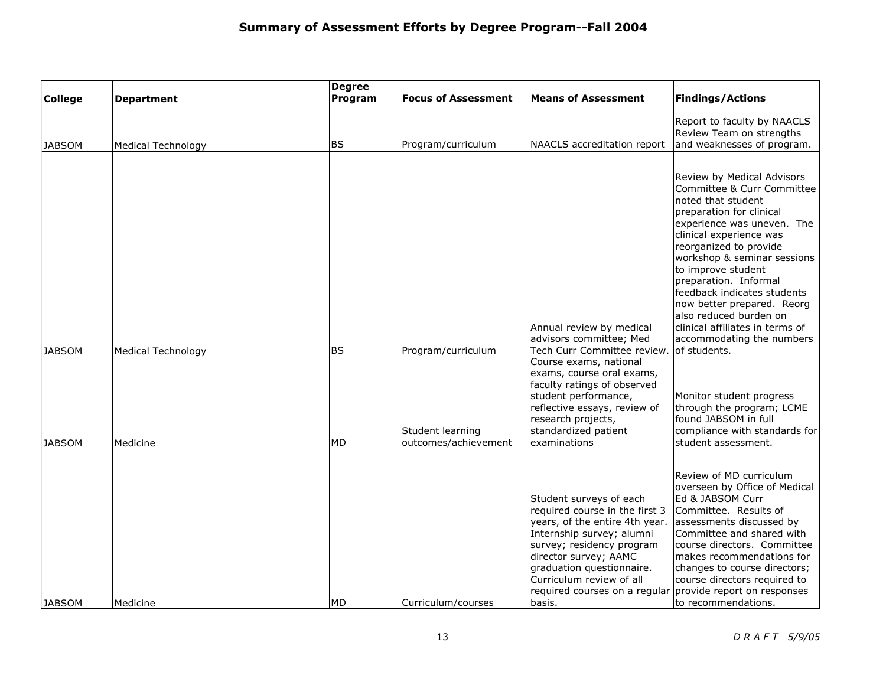**Summary of Assessment Efforts by Degree Program--Fall 2004**

| College | Department | Degree Program | Focus of Assessment | Means of Assessment | Findings/Actions |
|---|---|---|---|---|---|
| JABSOM | Medical Technology | BS | Program/curriculum | NAACLS accreditation report | Report to faculty by NAACLS Review Team on strengths and weaknesses of program. |
| JABSOM | Medical Technology | BS | Program/curriculum | Annual review by medical advisors committee; Med Tech Curr Committee review. | Review by Medical Advisors Committee & Curr Committee noted that student preparation for clinical experience was uneven. The clinical experience was reorganized to provide workshop & seminar sessions to improve student preparation. Informal feedback indicates students now better prepared. Reorg also reduced burden on clinical affiliates in terms of accommodating the numbers of students. |
| JABSOM | Medicine | MD | Student learning outcomes/achievement | Course exams, national exams, course oral exams, faculty ratings of observed student performance, reflective essays, review of research projects, standardized patient examinations | Monitor student progress through the program; LCME found JABSOM in full compliance with standards for student assessment. |
| JABSOM | Medicine | MD | Curriculum/courses | Student surveys of each required course in the first 3 years, of the entire 4th year. Internship survey; alumni survey; residency program director survey; AAMC graduation questionnaire. Curriculum review of all required courses on a regular basis. | Review of MD curriculum overseen by Office of Medical Ed & JABSOM Curr Committee. Results of assessments discussed by Committee and shared with course directors. Committee makes recommendations for changes to course directors; course directors required to provide report on responses to recommendations. |

*D R A F T 5/9/05*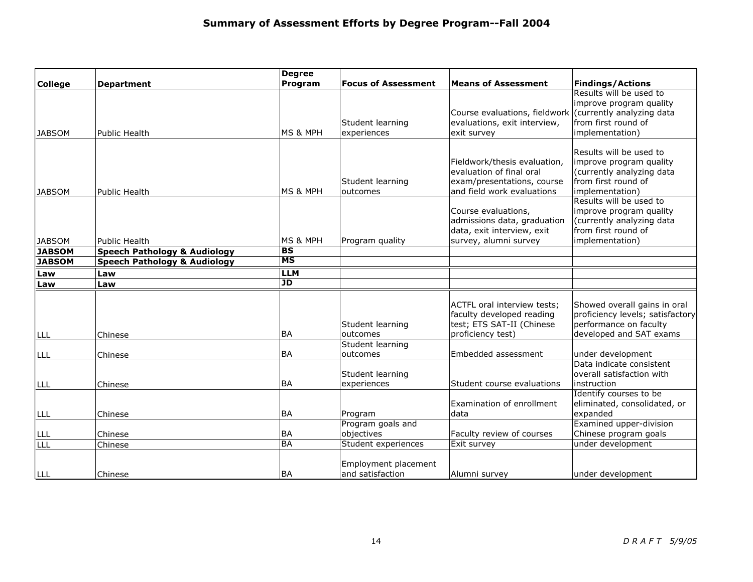## Summary of Assessment Efforts by Degree Program--Fall 2004

| College | Department | Degree Program | Focus of Assessment | Means of Assessment | Findings/Actions |
|---|---|---|---|---|---|
| JABSOM | Public Health | MS & MPH | Student learning experiences | Course evaluations, fieldwork evaluations, exit interview, exit survey | Results will be used to improve program quality (currently analyzing data from first round of implementation) |
| JABSOM | Public Health | MS & MPH | Student learning outcomes | Fieldwork/thesis evaluation, evaluation of final oral exam/presentations, course and field work evaluations | Results will be used to improve program quality (currently analyzing data from first round of implementation) |
| JABSOM | Public Health | MS & MPH | Program quality | Course evaluations, admissions data, graduation data, exit interview, exit survey, alumni survey | Results will be used to improve program quality (currently analyzing data from first round of implementation) |
| **JABSOM** | **Speech Pathology & Audiology** | **BS** | | | |
| **JABSOM** | **Speech Pathology & Audiology** | **MS** | | | |
| **Law** | **Law** | **LLM** | | | |
| **Law** | **Law** | **JD** | | | |
| LLL | Chinese | BA | Student learning outcomes | ACTFL oral interview tests; faculty developed reading test; ETS SAT-II (Chinese proficiency test) | Showed overall gains in oral proficiency levels; satisfactory performance on faculty developed and SAT exams |
| LLL | Chinese | BA | Student learning outcomes | Embedded assessment | under development |
| LLL | Chinese | BA | Student learning experiences | Student course evaluations | Data indicate consistent overall satisfaction with instruction |
| LLL | Chinese | BA | Program | Examination of enrollment data | Identify courses to be eliminated, consolidated, or expanded |
| LLL | Chinese | BA | Program goals and objectives | Faculty review of courses | Examined upper-division Chinese program goals |
| LLL | Chinese | BA | Student experiences | Exit survey | under development |
| LLL | Chinese | BA | Employment placement and satisfaction | Alumni survey | under development |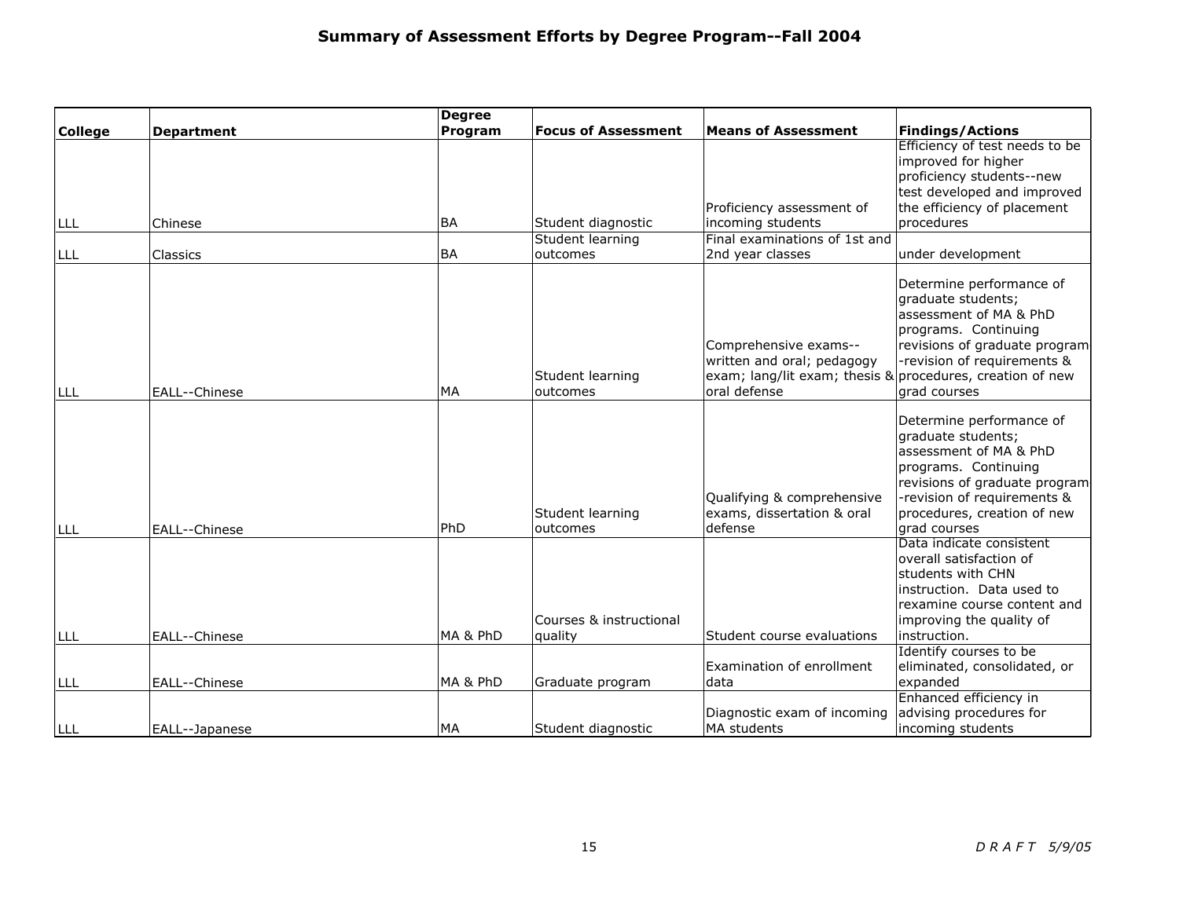# Summary of Assessment Efforts by Degree Program--Fall 2004

| College | Department | Degree Program | Focus of Assessment | Means of Assessment | Findings/Actions |
|---|---|---|---|---|---|
| LLL | Chinese | BA | Student diagnostic | Proficiency assessment of incoming students | Efficiency of test needs to be improved for higher proficiency students--new test developed and improved the efficiency of placement procedures |
| LLL | Classics | BA | Student learning outcomes | Final examinations of 1st and 2nd year classes | under development |
| LLL | EALL--Chinese | MA | Student learning outcomes | Comprehensive exams--written and oral; pedagogy exam; lang/lit exam; thesis & oral defense | Determine performance of graduate students; assessment of MA & PhD programs. Continuing revisions of graduate program -revision of requirements & procedures, creation of new grad courses |
| LLL | EALL--Chinese | PhD | Student learning outcomes | Qualifying & comprehensive exams, dissertation & oral defense | Determine performance of graduate students; assessment of MA & PhD programs. Continuing revisions of graduate program -revision of requirements & procedures, creation of new grad courses |
| LLL | EALL--Chinese | MA & PhD | Courses & instructional quality | Student course evaluations | Data indicate consistent overall satisfaction of students with CHN instruction. Data used to rexamine course content and improving the quality of instruction. |
| LLL | EALL--Chinese | MA & PhD | Graduate program | Examination of enrollment data | Identify courses to be eliminated, consolidated, or expanded |
| LLL | EALL--Japanese | MA | Student diagnostic | Diagnostic exam of incoming MA students | Enhanced efficiency in advising procedures for incoming students |

*D R A F T 5/9/05*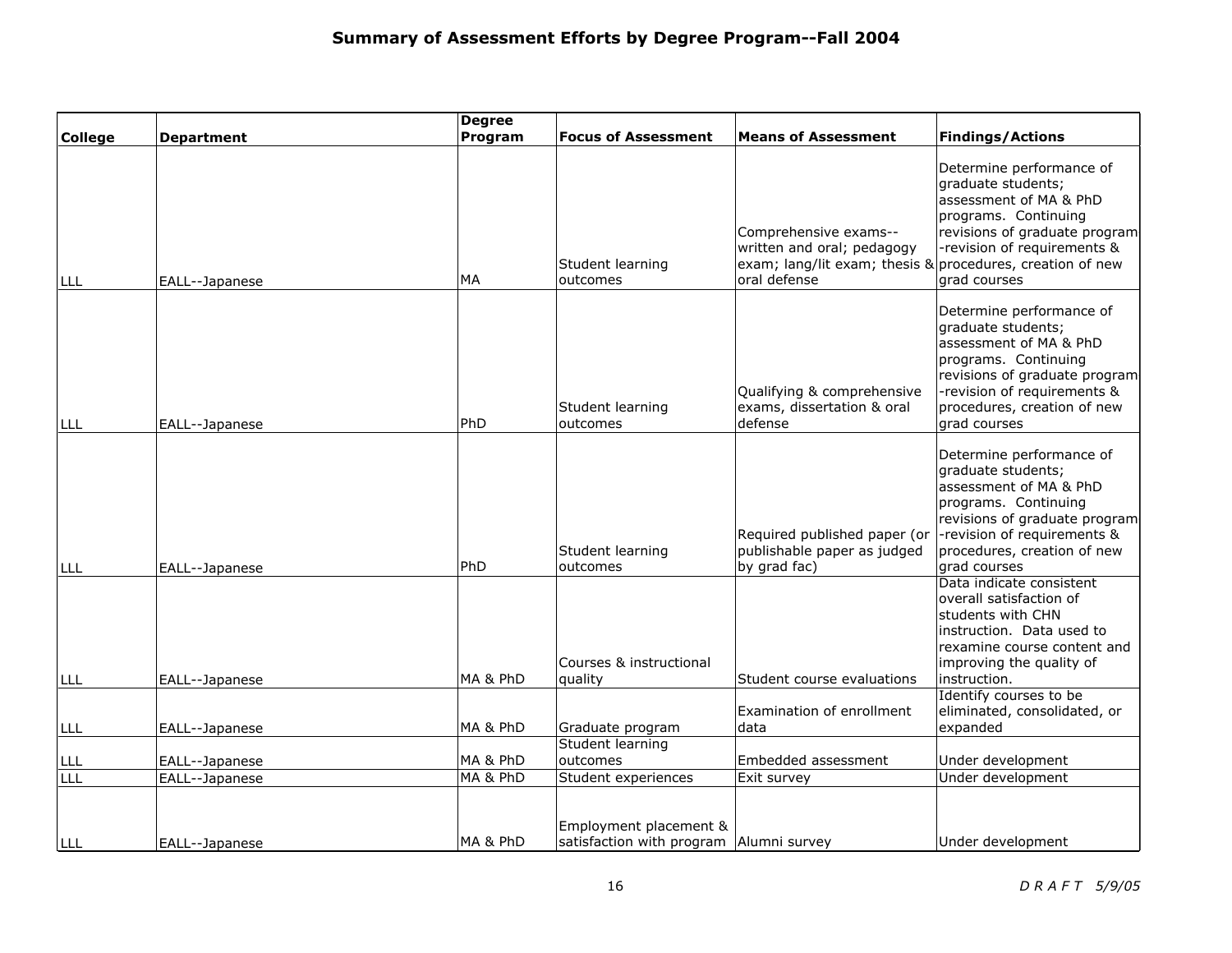## Summary of Assessment Efforts by Degree Program--Fall 2004

| College | Department | Degree Program | Focus of Assessment | Means of Assessment | Findings/Actions |
|---|---|---|---|---|---|
| LLL | EALL--Japanese | MA | Student learning outcomes | Comprehensive exams--written and oral; pedagogy exam; lang/lit exam; thesis & oral defense | Determine performance of graduate students; assessment of MA & PhD programs. Continuing revisions of graduate program-revision of requirements & procedures, creation of new grad courses |
| LLL | EALL--Japanese | PhD | Student learning outcomes | Qualifying & comprehensive exams, dissertation & oral defense | Determine performance of graduate students; assessment of MA & PhD programs. Continuing revisions of graduate program-revision of requirements & procedures, creation of new grad courses |
| LLL | EALL--Japanese | PhD | Student learning outcomes | Required published paper (or publishable paper as judged by grad fac) | Determine performance of graduate students; assessment of MA & PhD programs. Continuing revisions of graduate program-revision of requirements & procedures, creation of new grad courses |
| LLL | EALL--Japanese | MA & PhD | Courses & instructional quality | Student course evaluations | Data indicate consistent overall satisfaction of students with CHN instruction. Data used to rexamine course content and improving the quality of instruction. |
| LLL | EALL--Japanese | MA & PhD | Graduate program | Examination of enrollment data | Identify courses to be eliminated, consolidated, or expanded |
| LLL | EALL--Japanese | MA & PhD | Student learning outcomes | Embedded assessment | Under development |
| LLL | EALL--Japanese | MA & PhD | Student experiences | Exit survey | Under development |
| LLL | EALL--Japanese | MA & PhD | Employment placement & satisfaction with program | Alumni survey | Under development |

*DRAFT 5/9/05*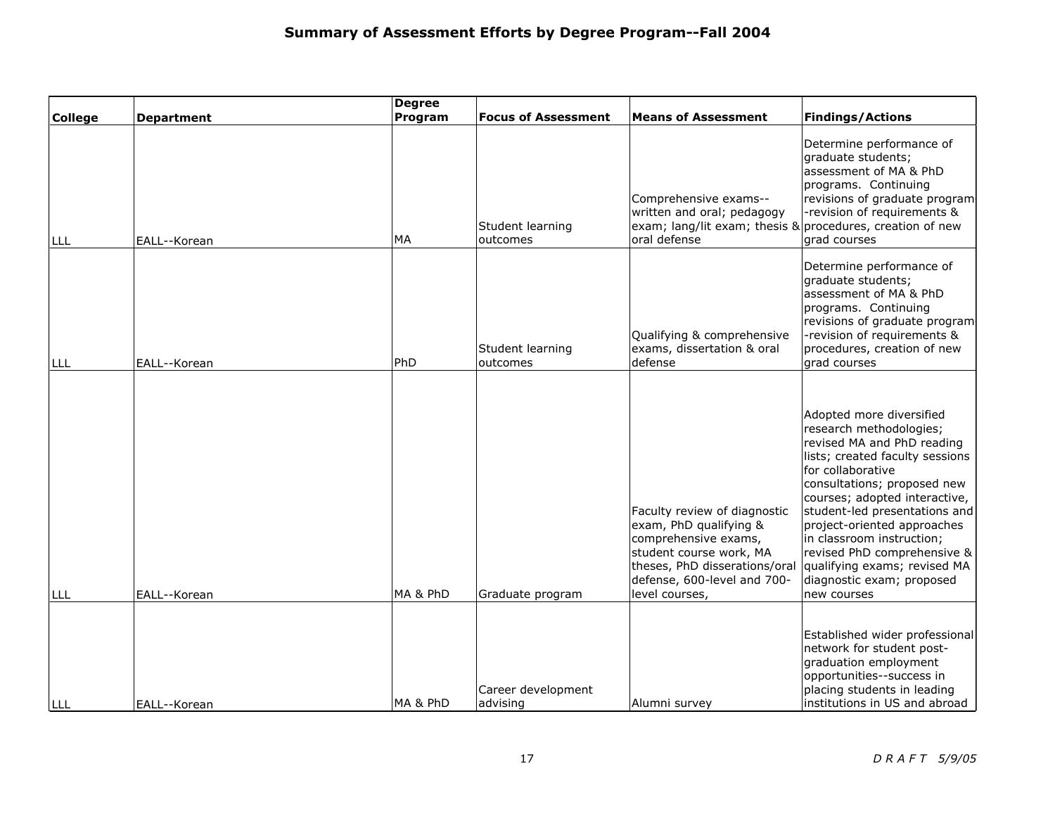# Summary of Assessment Efforts by Degree Program--Fall 2004

| College | Department | Degree Program | Focus of Assessment | Means of Assessment | Findings/Actions |
|---|---|---|---|---|---|
| LLL | EALL--Korean | MA | Student learning outcomes | Comprehensive exams--written and oral; pedagogy exam; lang/lit exam; thesis & oral defense | Determine performance of graduate students; assessment of MA & PhD programs. Continuing revisions of graduate program--revision of requirements & procedures, creation of new grad courses |
| LLL | EALL--Korean | PhD | Student learning outcomes | Qualifying & comprehensive exams, dissertation & oral defense | Determine performance of graduate students; assessment of MA & PhD programs. Continuing revisions of graduate program--revision of requirements & procedures, creation of new grad courses |
| LLL | EALL--Korean | MA & PhD | Graduate program | Faculty review of diagnostic exam, PhD qualifying & comprehensive exams, student course work, MA theses, PhD disserations/oral defense, 600-level and 700-level courses, | Adopted more diversified research methodologies; revised MA and PhD reading lists; created faculty sessions for collaborative consultations; proposed new courses; adopted interactive, student-led presentations and project-oriented approaches in classroom instruction; revised PhD comprehensive & qualifying exams; revised MA diagnostic exam; proposed new courses |
| LLL | EALL--Korean | MA & PhD | Career development advising | Alumni survey | Established wider professional network for student post-graduation employment opportunities--success in placing students in leading institutions in US and abroad |

*D R A F T 5/9/05*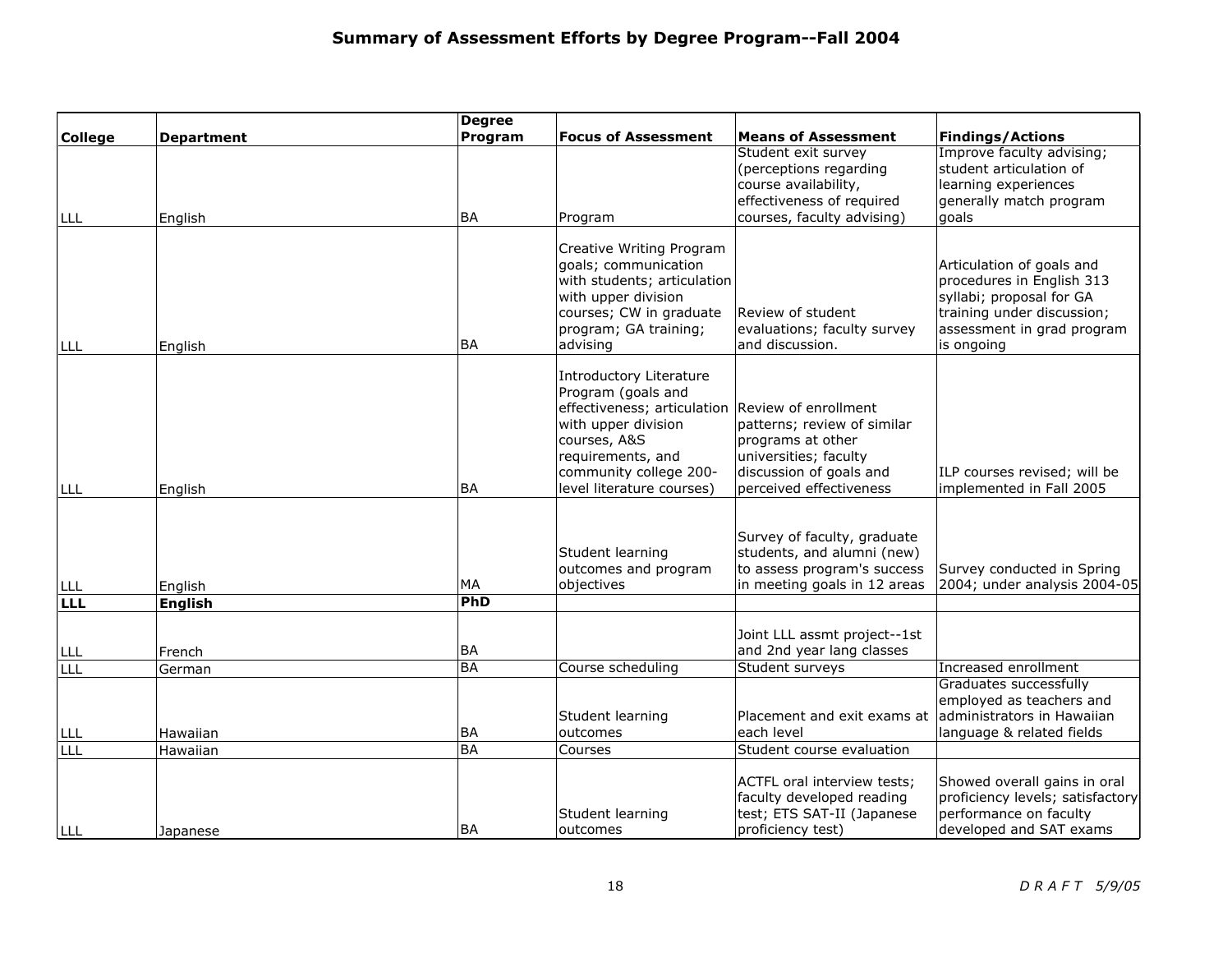# Summary of Assessment Efforts by Degree Program--Fall 2004

| College | Department | Degree Program | Focus of Assessment | Means of Assessment | Findings/Actions |
|---|---|---|---|---|---|
| LLL | English | BA | Program | Student exit survey (perceptions regarding course availability, effectiveness of required courses, faculty advising) | Improve faculty advising; student articulation of learning experiences generally match program goals |
| LLL | English | BA | Creative Writing Program goals; communication with students; articulation with upper division courses; CW in graduate program; GA training; advising | Review of student evaluations; faculty survey and discussion. | Articulation of goals and procedures in English 313 syllabi; proposal for GA training under discussion; assessment in grad program is ongoing |
| LLL | English | BA | Introductory Literature Program (goals and effectiveness; articulation with upper division courses, A&S requirements, and community college 200-level literature courses) | Review of enrollment patterns; review of similar programs at other universities; faculty discussion of goals and perceived effectiveness | ILP courses revised; will be implemented in Fall 2005 |
| LLL | English | MA | Student learning outcomes and program objectives | Survey of faculty, graduate students, and alumni (new) to assess program's success in meeting goals in 12 areas | Survey conducted in Spring 2004; under analysis 2004-05 |
| **LLL** | **English** | **PhD** | | | |
| LLL | French | BA | | Joint LLL assmt project--1st and 2nd year lang classes | |
| LLL | German | BA | Course scheduling | Student surveys | Increased enrollment |
| LLL | Hawaiian | BA | Student learning outcomes | Placement and exit exams at each level | Graduates successfully employed as teachers and administrators in Hawaiian language & related fields |
| LLL | Hawaiian | BA | Courses | Student course evaluation | |
| LLL | Japanese | BA | Student learning outcomes | ACTFL oral interview tests; faculty developed reading test; ETS SAT-II (Japanese proficiency test) | Showed overall gains in oral proficiency levels; satisfactory performance on faculty developed and SAT exams |

*DRAFT 5/9/05*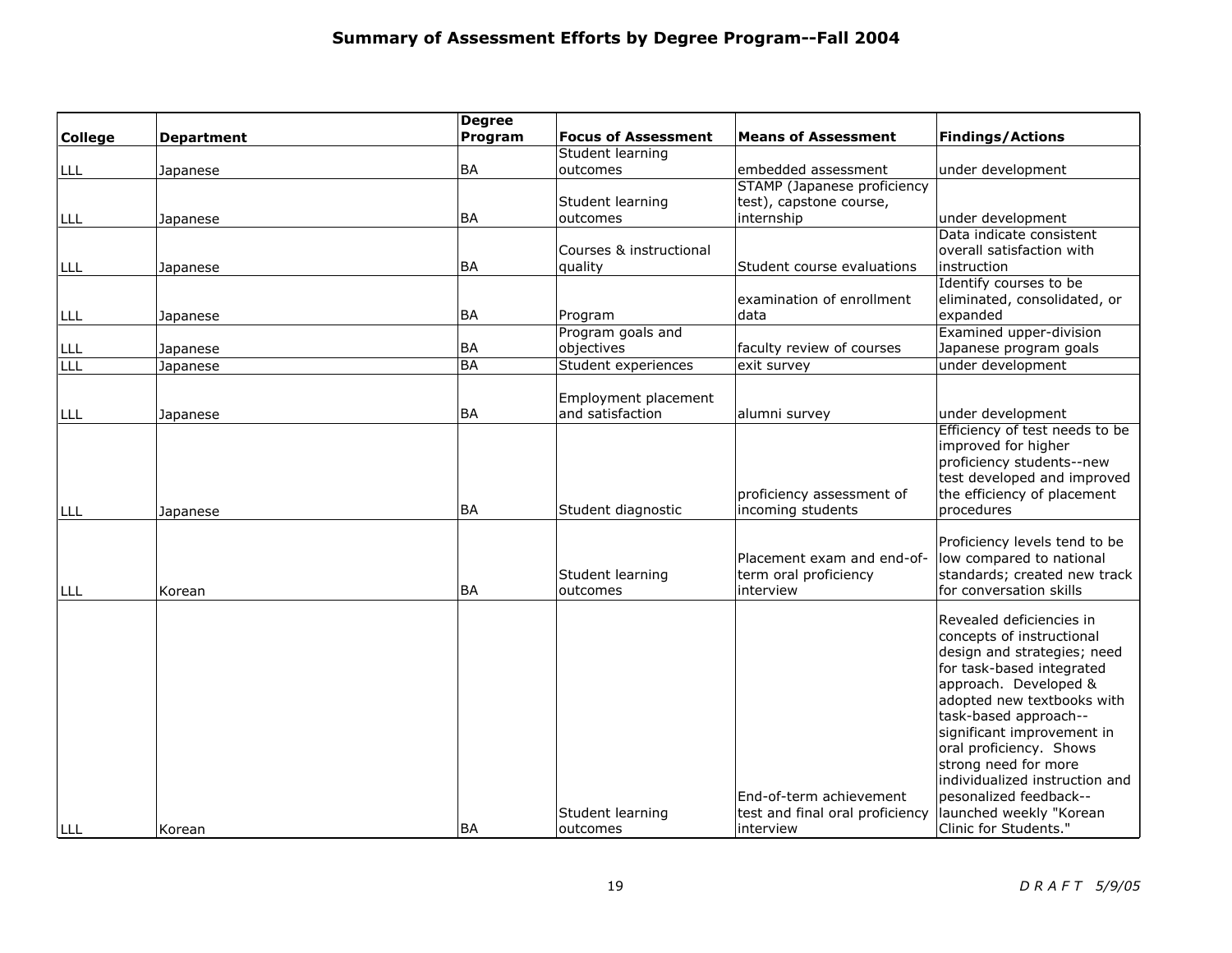# Summary of Assessment Efforts by Degree Program--Fall 2004

| College | Department | Degree Program | Focus of Assessment | Means of Assessment | Findings/Actions |
|---|---|---|---|---|---|
| LLL | Japanese | BA | Student learning outcomes | embedded assessment | under development |
| LLL | Japanese | BA | Student learning outcomes | STAMP (Japanese proficiency test), capstone course, internship | under development |
| LLL | Japanese | BA | Courses & instructional quality | Student course evaluations | Data indicate consistent overall satisfaction with instruction |
| LLL | Japanese | BA | Program | examination of enrollment data | Identify courses to be eliminated, consolidated, or expanded |
| LLL | Japanese | BA | Program goals and objectives | faculty review of courses | Examined upper-division Japanese program goals |
| LLL | Japanese | BA | Student experiences | exit survey | under development |
| LLL | Japanese | BA | Employment placement and satisfaction | alumni survey | under development |
| LLL | Japanese | BA | Student diagnostic | proficiency assessment of incoming students | Efficiency of test needs to be improved for higher proficiency students--new test developed and improved the efficiency of placement procedures |
| LLL | Korean | BA | Student learning outcomes | Placement exam and end-of-term oral proficiency interview | Proficiency levels tend to be low compared to national standards; created new track for conversation skills |
| LLL | Korean | BA | Student learning outcomes | End-of-term achievement test and final oral proficiency interview | Revealed deficiencies in concepts of instructional design and strategies; need for task-based integrated approach. Developed & adopted new textbooks with task-based approach--significant improvement in oral proficiency. Shows strong need for more individualized instruction and pesonalized feedback--launched weekly "Korean Clinic for Students." |

*DRAFT 5/9/05*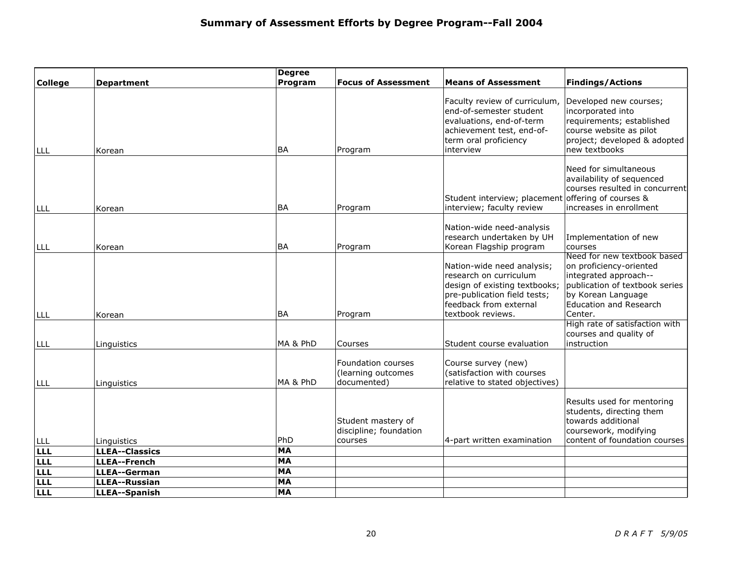# Summary of Assessment Efforts by Degree Program--Fall 2004

| College | Department | Degree Program | Focus of Assessment | Means of Assessment | Findings/Actions |
|---|---|---|---|---|---|
| LLL | Korean | BA | Program | Faculty review of curriculum, end-of-semester student evaluations, end-of-term achievement test, end-of-term oral proficiency interview | Developed new courses; incorporated into requirements; established course website as pilot project; developed & adopted new textbooks |
| LLL | Korean | BA | Program | Student interview; placement interview; faculty review | Need for simultaneous availability of sequenced courses resulted in concurrent offering of courses & increases in enrollment |
| LLL | Korean | BA | Program | Nation-wide need-analysis research undertaken by UH Korean Flagship program | Implementation of new courses |
| LLL | Korean | BA | Program | Nation-wide need analysis; research on curriculum design of existing textbooks; pre-publication field tests; feedback from external textbook reviews. | Need for new textbook based on proficiency-oriented integrated approach--publication of textbook series by Korean Language Education and Research Center. |
| LLL | Linguistics | MA & PhD | Courses | Student course evaluation | High rate of satisfaction with courses and quality of instruction |
| LLL | Linguistics | MA & PhD | Foundation courses (learning outcomes documented) | Course survey (new) (satisfaction with courses relative to stated objectives) | |
| LLL | Linguistics | PhD | Student mastery of discipline; foundation courses | 4-part written examination | Results used for mentoring students, directing them towards additional coursework, modifying content of foundation courses |
| **LLL** | **LLEA--Classics** | **MA** | | | |
| **LLL** | **LLEA--French** | **MA** | | | |
| **LLL** | **LLEA--German** | **MA** | | | |
| **LLL** | **LLEA--Russian** | **MA** | | | |
| **LLL** | **LLEA--Spanish** | **MA** | | | |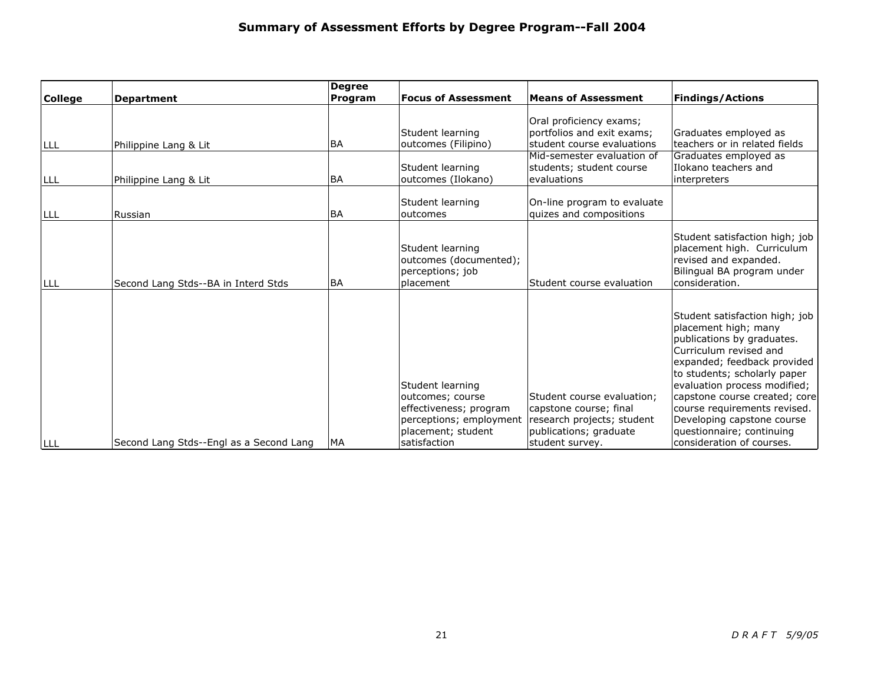# Summary of Assessment Efforts by Degree Program--Fall 2004

| College | Department | Degree Program | Focus of Assessment | Means of Assessment | Findings/Actions |
|---|---|---|---|---|---|
| LLL | Philippine Lang & Lit | BA | Student learning outcomes (Filipino) | Oral proficiency exams; portfolios and exit exams; student course evaluations | Graduates employed as teachers or in related fields |
| LLL | Philippine Lang & Lit | BA | Student learning outcomes (Ilokano) | Mid-semester evaluation of students; student course evaluations | Graduates employed as Ilokano teachers and interpreters |
| LLL | Russian | BA | Student learning outcomes | On-line program to evaluate quizes and compositions | |
| LLL | Second Lang Stds--BA in Interd Stds | BA | Student learning outcomes (documented); perceptions; job placement | Student course evaluation | Student satisfaction high; job placement high. Curriculum revised and expanded. Bilingual BA program under consideration. |
| LLL | Second Lang Stds--Engl as a Second Lang | MA | Student learning outcomes; course effectiveness; program perceptions; employment placement; student satisfaction | Student course evaluation; capstone course; final research projects; student publications; graduate student survey. | Student satisfaction high; job placement high; many publications by graduates. Curriculum revised and expanded; feedback provided to students; scholarly paper evaluation process modified; capstone course created; core course requirements revised. Developing capstone course questionnaire; continuing consideration of courses. |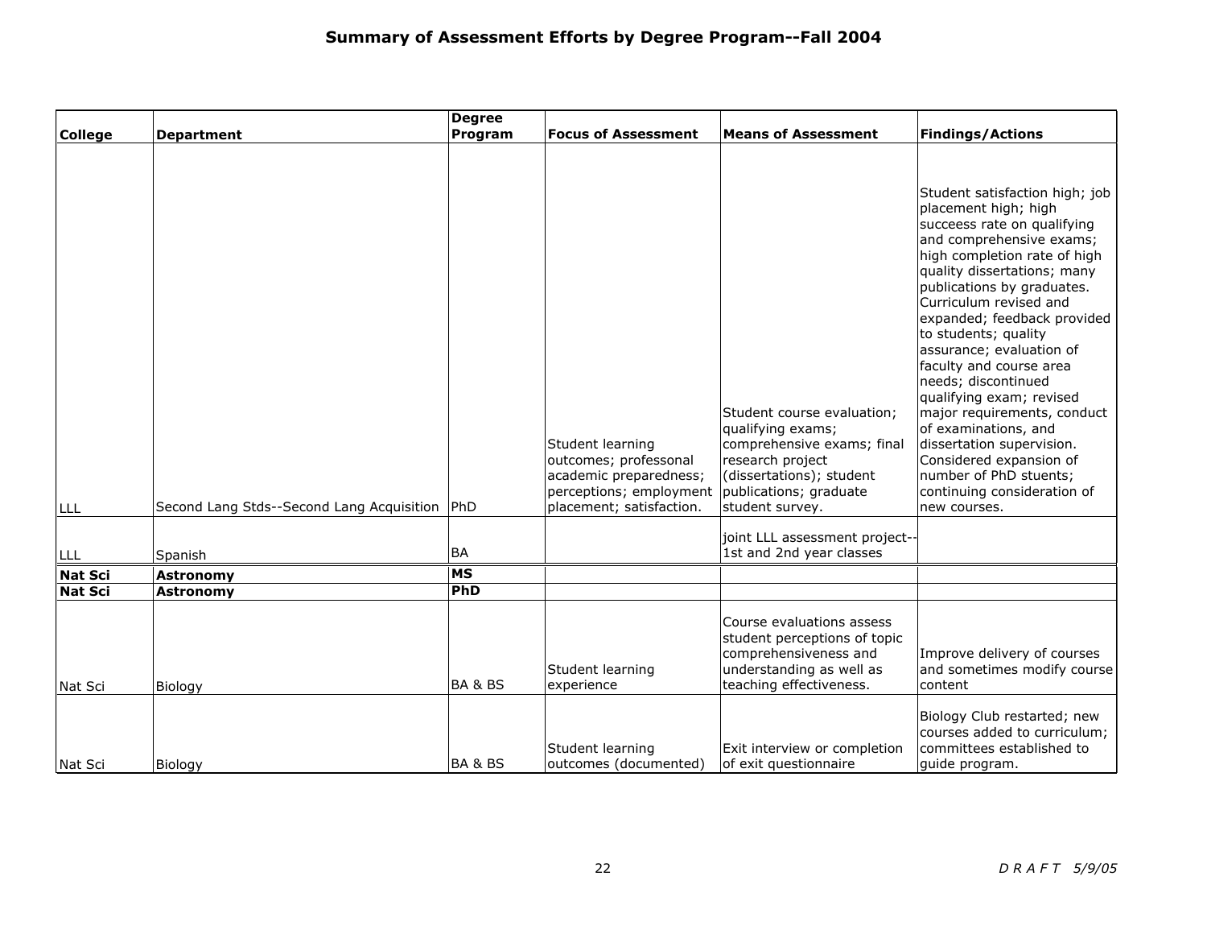# Summary of Assessment Efforts by Degree Program--Fall 2004

| College | Department | Degree Program | Focus of Assessment | Means of Assessment | Findings/Actions |
|---|---|---|---|---|---|
| LLL | Second Lang Stds--Second Lang Acquisition | PhD | Student learning outcomes; professonal academic preparedness; perceptions; employment placement; satisfaction. | Student course evaluation; qualifying exams; comprehensive exams; final research project (dissertations); student publications; graduate student survey. | Student satisfaction high; job placement high; high succeess rate on qualifying and comprehensive exams; high completion rate of high quality dissertations; many publications by graduates. Curriculum revised and expanded; feedback provided to students; quality assurance; evaluation of faculty and course area needs; discontinued qualifying exam; revised major requirements, conduct of examinations, and dissertation supervision. Considered expansion of number of PhD stuents; continuing consideration of new courses. |
| LLL | Spanish | BA | | joint LLL assessment project--1st and 2nd year classes | |
| **Nat Sci** | **Astronomy** | **MS** | | | |
| **Nat Sci** | **Astronomy** | **PhD** | | | |
| Nat Sci | Biology | BA & BS | Student learning experience | Course evaluations assess student perceptions of topic comprehensiveness and understanding as well as teaching effectiveness. | Improve delivery of courses and sometimes modify course content |
| Nat Sci | Biology | BA & BS | Student learning outcomes (documented) | Exit interview or completion of exit questionnaire | Biology Club restarted; new courses added to curriculum; committees established to guide program. |

*D R A F T 5/9/05*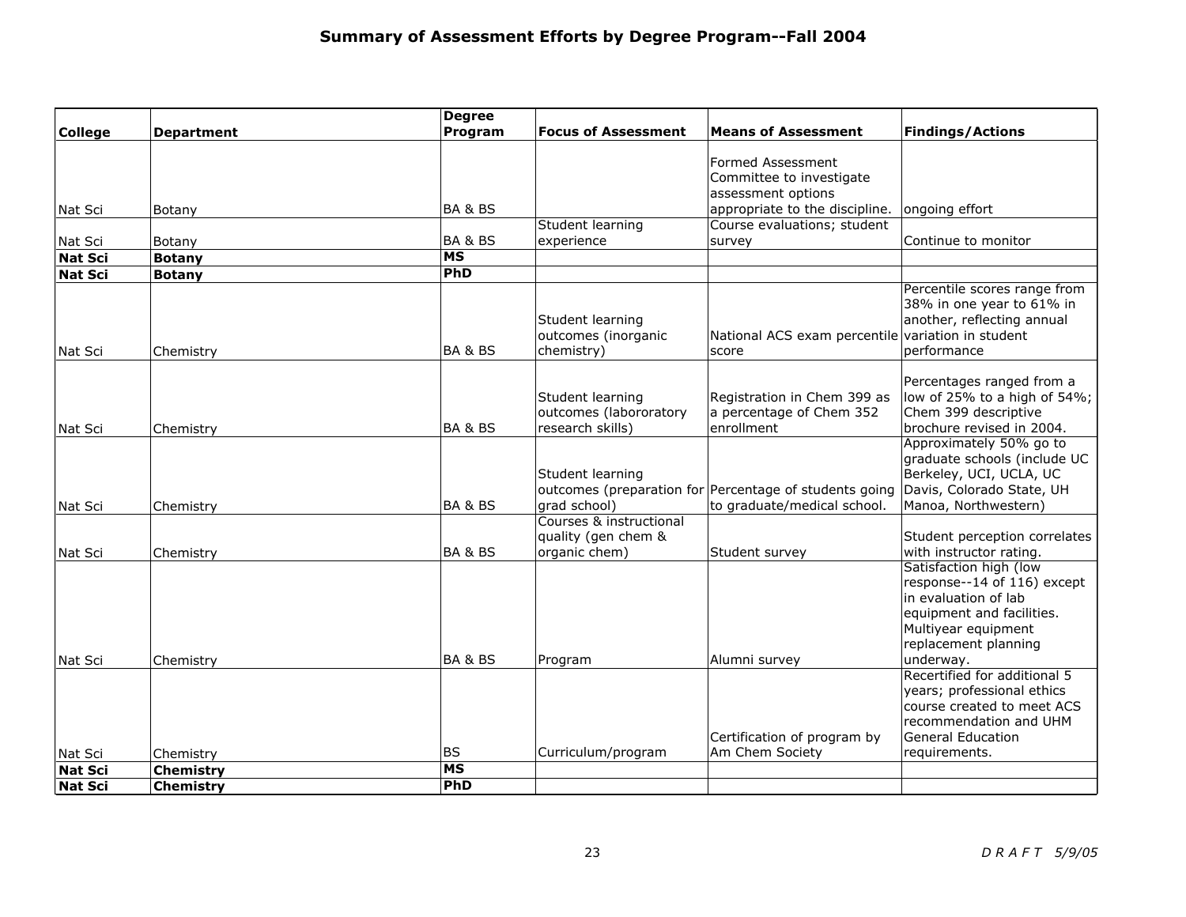# Summary of Assessment Efforts by Degree Program--Fall 2004

| College | Department | Degree Program | Focus of Assessment | Means of Assessment | Findings/Actions |
|---|---|---|---|---|---|
| Nat Sci | Botany | BA & BS | | Formed Assessment Committee to investigate assessment options appropriate to the discipline. | ongoing effort |
| Nat Sci | Botany | BA & BS | Student learning experience | Course evaluations; student survey | Continue to monitor |
| **Nat Sci** | **Botany** | **MS** | | | |
| **Nat Sci** | **Botany** | **PhD** | | | |
| Nat Sci | Chemistry | BA & BS | Student learning outcomes (inorganic chemistry) | National ACS exam percentile score | Percentile scores range from 38% in one year to 61% in another, reflecting annual variation in student performance |
| Nat Sci | Chemistry | BA & BS | Student learning outcomes (labororatory research skills) | Registration in Chem 399 as a percentage of Chem 352 enrollment | Percentages ranged from a low of 25% to a high of 54%; Chem 399 descriptive brochure revised in 2004. |
| Nat Sci | Chemistry | BA & BS | Student learning outcomes (preparation for grad school) | Percentage of students going to graduate/medical school. | Approximately 50% go to graduate schools (include UC Berkeley, UCI, UCLA, UC Davis, Colorado State, UH Manoa, Northwestern) |
| Nat Sci | Chemistry | BA & BS | Courses & instructional quality (gen chem & organic chem) | Student survey | Student perception correlates with instructor rating. |
| Nat Sci | Chemistry | BA & BS | Program | Alumni survey | Satisfaction high (low response--14 of 116) except in evaluation of lab equipment and facilities. Multiyear equipment replacement planning underway. |
| Nat Sci | Chemistry | BS | Curriculum/program | Certification of program by Am Chem Society | Recertified for additional 5 years; professional ethics course created to meet ACS recommendation and UHM General Education requirements. |
| **Nat Sci** | **Chemistry** | **MS** | | | |
| **Nat Sci** | **Chemistry** | **PhD** | | | |

*DRAFT 5/9/05*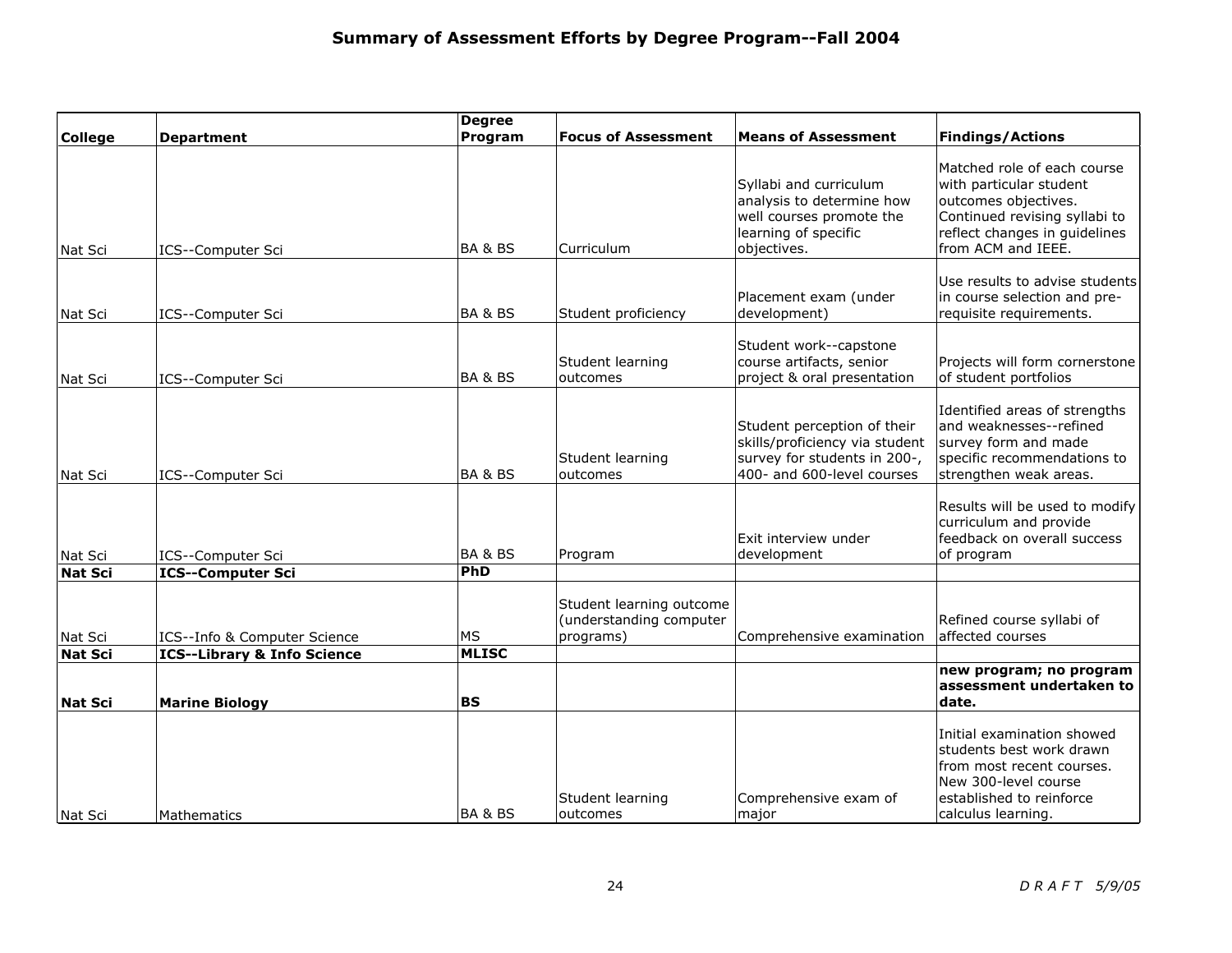## Summary of Assessment Efforts by Degree Program--Fall 2004

| College | Department | Degree Program | Focus of Assessment | Means of Assessment | Findings/Actions |
|---|---|---|---|---|---|
| Nat Sci | ICS--Computer Sci | BA & BS | Curriculum | Syllabi and curriculum analysis to determine how well courses promote the learning of specific objectives. | Matched role of each course with particular student outcomes objectives. Continued revising syllabi to reflect changes in guidelines from ACM and IEEE. |
| Nat Sci | ICS--Computer Sci | BA & BS | Student proficiency | Placement exam (under development) | Use results to advise students in course selection and pre-requisite requirements. |
| Nat Sci | ICS--Computer Sci | BA & BS | Student learning outcomes | Student work--capstone course artifacts, senior project & oral presentation | Projects will form cornerstone of student portfolios |
| Nat Sci | ICS--Computer Sci | BA & BS | Student learning outcomes | Student perception of their skills/proficiency via student survey for students in 200-, 400- and 600-level courses | Identified areas of strengths and weaknesses--refined survey form and made specific recommendations to strengthen weak areas. |
| Nat Sci | ICS--Computer Sci | BA & BS | Program | Exit interview under development | Results will be used to modify curriculum and provide feedback on overall success of program |
| **Nat Sci** | **ICS--Computer Sci** | **PhD** | | | |
| Nat Sci | ICS--Info & Computer Science | MS | Student learning outcome (understanding computer programs) | Comprehensive examination | Refined course syllabi of affected courses |
| **Nat Sci** | **ICS--Library & Info Science** | **MLISC** | | | |
| **Nat Sci** | **Marine Biology** | **BS** | | | **new program; no program assessment undertaken to date.** |
| Nat Sci | Mathematics | BA & BS | Student learning outcomes | Comprehensive exam of major | Initial examination showed students best work drawn from most recent courses. New 300-level course established to reinforce calculus learning. |

*D R A F T 5/9/05*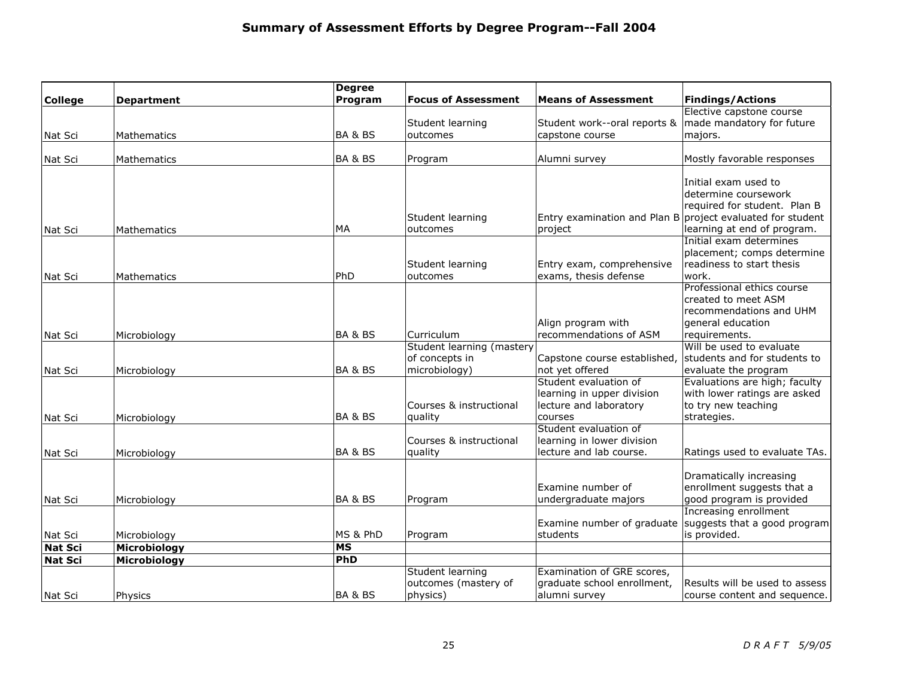## Summary of Assessment Efforts by Degree Program--Fall 2004

| College | Department | Degree Program | Focus of Assessment | Means of Assessment | Findings/Actions |
|---|---|---|---|---|---|
| Nat Sci | Mathematics | BA & BS | Student learning outcomes | Student work--oral reports & capstone course | Elective capstone course made mandatory for future majors. |
| Nat Sci | Mathematics | BA & BS | Program | Alumni survey | Mostly favorable responses |
| Nat Sci | Mathematics | MA | Student learning outcomes | Entry examination and Plan B project | Initial exam used to determine coursework required for student. Plan B project evaluated for student learning at end of program. |
| Nat Sci | Mathematics | PhD | Student learning outcomes | Entry exam, comprehensive exams, thesis defense | Initial exam determines placement; comps determine readiness to start thesis work. |
| Nat Sci | Microbiology | BA & BS | Curriculum | Align program with recommendations of ASM | Professional ethics course created to meet ASM recommendations and UHM general education requirements. |
| Nat Sci | Microbiology | BA & BS | Student learning (mastery of concepts in microbiology) | Capstone course established, not yet offered | Will be used to evaluate students and for students to evaluate the program |
| Nat Sci | Microbiology | BA & BS | Courses & instructional quality | Student evaluation of learning in upper division lecture and laboratory courses | Evaluations are high; faculty with lower ratings are asked to try new teaching strategies. |
| Nat Sci | Microbiology | BA & BS | Courses & instructional quality | Student evaluation of learning in lower division lecture and lab course. | Ratings used to evaluate TAs. |
| Nat Sci | Microbiology | BA & BS | Program | Examine number of undergraduate majors | Dramatically increasing enrollment suggests that a good program is provided |
| Nat Sci | Microbiology | MS & PhD | Program | Examine number of graduate students | Increasing enrollment suggests that a good program is provided. |
| **Nat Sci** | **Microbiology** | **MS** | | | |
| **Nat Sci** | **Microbiology** | **PhD** | | | |
| Nat Sci | Physics | BA & BS | Student learning outcomes (mastery of physics) | Examination of GRE scores, graduate school enrollment, alumni survey | Results will be used to assess course content and sequence. |

*DRAFT 5/9/05*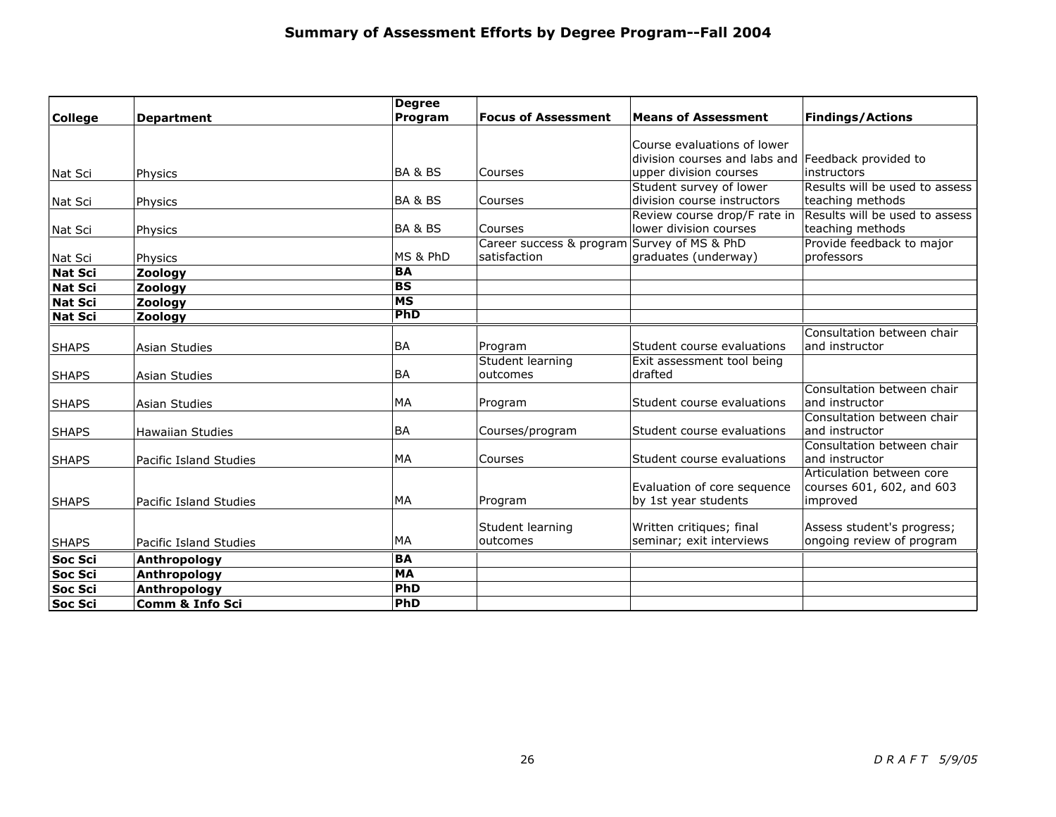## Summary of Assessment Efforts by Degree Program--Fall 2004

| College | Department | Degree Program | Focus of Assessment | Means of Assessment | Findings/Actions |
|---|---|---|---|---|---|
| Nat Sci | Physics | BA & BS | Courses | Course evaluations of lower division courses and labs and upper division courses | Feedback provided to instructors |
| Nat Sci | Physics | BA & BS | Courses | Student survey of lower division course instructors | Results will be used to assess teaching methods |
| Nat Sci | Physics | BA & BS | Courses | Review course drop/F rate in lower division courses | Results will be used to assess teaching methods |
| Nat Sci | Physics | MS & PhD | Career success & program satisfaction | Survey of MS & PhD graduates (underway) | Provide feedback to major professors |
| **Nat Sci** | **Zoology** | **BA** | | | |
| **Nat Sci** | **Zoology** | **BS** | | | |
| **Nat Sci** | **Zoology** | **MS** | | | |
| **Nat Sci** | **Zoology** | **PhD** | | | |
| SHAPS | Asian Studies | BA | Program | Student course evaluations | Consultation between chair and instructor |
| SHAPS | Asian Studies | BA | Student learning outcomes | Exit assessment tool being drafted | |
| SHAPS | Asian Studies | MA | Program | Student course evaluations | Consultation between chair and instructor |
| SHAPS | Hawaiian Studies | BA | Courses/program | Student course evaluations | Consultation between chair and instructor |
| SHAPS | Pacific Island Studies | MA | Courses | Student course evaluations | Consultation between chair and instructor |
| SHAPS | Pacific Island Studies | MA | Program | Evaluation of core sequence by 1st year students | Articulation between core courses 601, 602, and 603 improved |
| SHAPS | Pacific Island Studies | MA | Student learning outcomes | Written critiques; final seminar; exit interviews | Assess student's progress; ongoing review of program |
| **Soc Sci** | **Anthropology** | **BA** | | | |
| **Soc Sci** | **Anthropology** | **MA** | | | |
| **Soc Sci** | **Anthropology** | **PhD** | | | |
| **Soc Sci** | **Comm & Info Sci** | **PhD** | | | |

*D R A F T 5/9/05*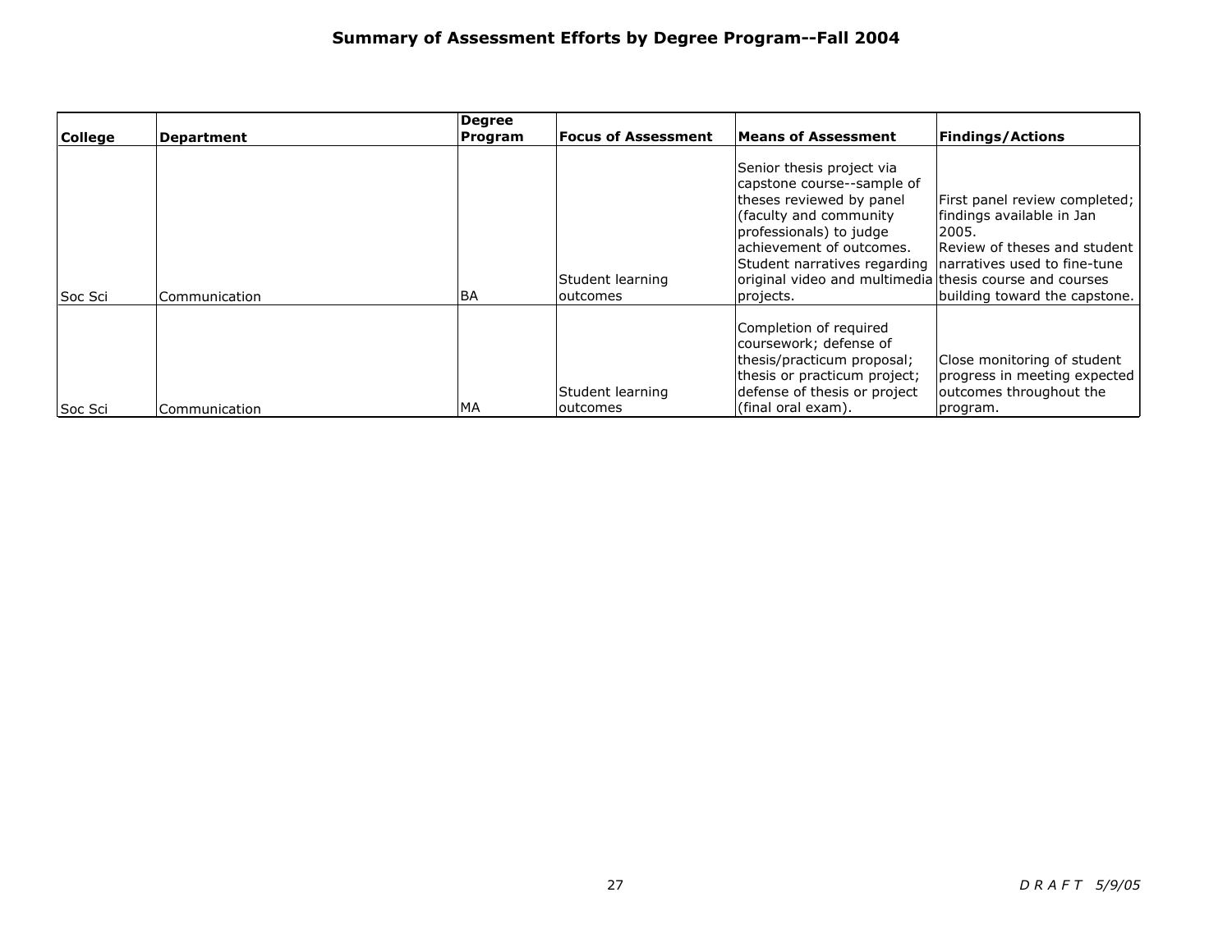## Summary of Assessment Efforts by Degree Program--Fall 2004

| College | Department | Degree Program | Focus of Assessment | Means of Assessment | Findings/Actions |
|---|---|---|---|---|---|
| Soc Sci | Communication | BA | Student learning outcomes | Senior thesis project via capstone course--sample of theses reviewed by panel (faculty and community professionals) to judge achievement of outcomes. Student narratives regarding original video and multimedia projects. | First panel review completed; findings available in Jan 2005. Review of theses and student narratives used to fine-tune thesis course and courses building toward the capstone. |
| Soc Sci | Communication | MA | Student learning outcomes | Completion of required coursework; defense of thesis/practicum proposal; thesis or practicum project; defense of thesis or project (final oral exam). | Close monitoring of student progress in meeting expected outcomes throughout the program. |

*D R A F T 5/9/05*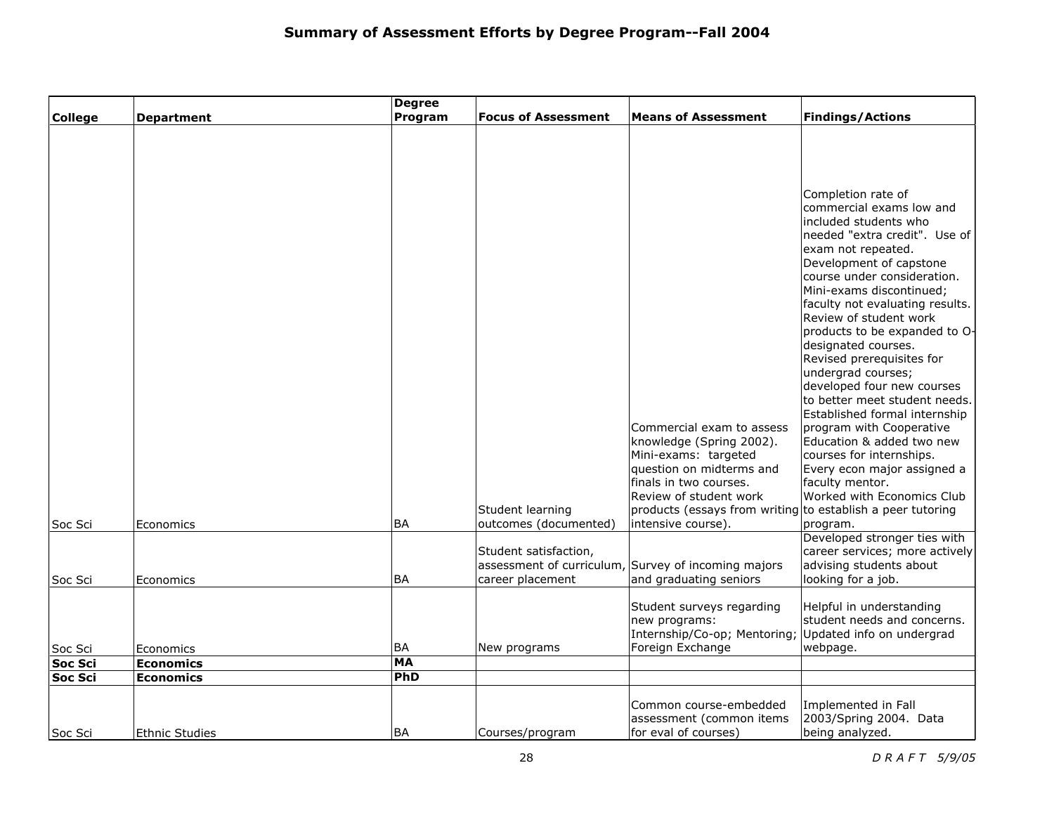# Summary of Assessment Efforts by Degree Program--Fall 2004

| College | Department | Degree Program | Focus of Assessment | Means of Assessment | Findings/Actions |
|---|---|---|---|---|---|
| Soc Sci | Economics | BA | Student learning outcomes (documented) | Commercial exam to assess knowledge (Spring 2002). Mini-exams: targeted question on midterms and finals in two courses. Review of student work products (essays from writing intensive course). | Completion rate of commercial exams low and included students who needed "extra credit". Use of exam not repeated. Development of capstone course under consideration. Mini-exams discontinued; faculty not evaluating results. Review of student work products to be expanded to O-designated courses. Revised prerequisites for undergrad courses; developed four new courses to better meet student needs. Established formal internship program with Cooperative Education & added two new courses for internships. Every econ major assigned a faculty mentor. Worked with Economics Club to establish a peer tutoring program. |
| Soc Sci | Economics | BA | Student satisfaction, assessment of curriculum, career placement | Survey of incoming majors and graduating seniors | Developed stronger ties with career services; more actively advising students about looking for a job. |
| Soc Sci | Economics | BA | New programs | Student surveys regarding new programs: Internship/Co-op; Mentoring; Foreign Exchange | Helpful in understanding student needs and concerns. Updated info on undergrad webpage. |
| **Soc Sci** | **Economics** | **MA** | | | |
| **Soc Sci** | **Economics** | **PhD** | | | |
| Soc Sci | Ethnic Studies | BA | Courses/program | Common course-embedded assessment (common items for eval of courses) | Implemented in Fall 2003/Spring 2004. Data being analyzed. |

*DRAFT 5/9/05*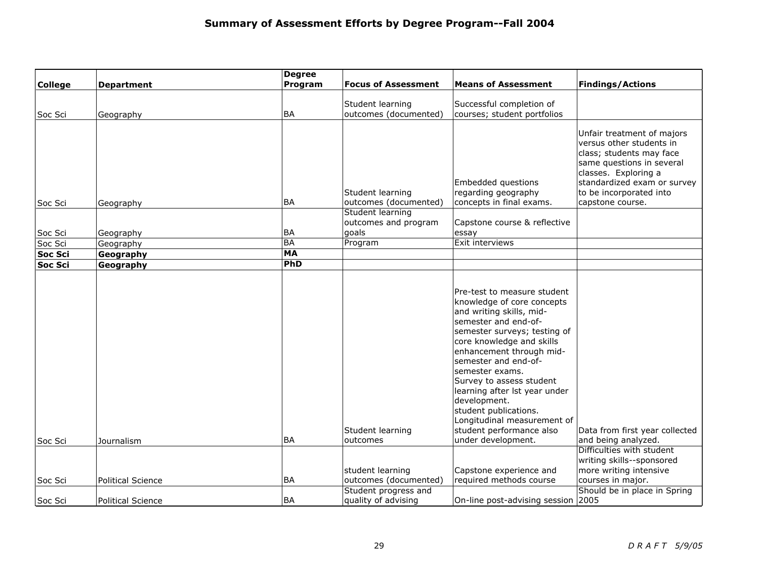# Summary of Assessment Efforts by Degree Program--Fall 2004

| College | Department | Degree Program | Focus of Assessment | Means of Assessment | Findings/Actions |
|---|---|---|---|---|---|
| Soc Sci | Geography | BA | Student learning outcomes (documented) | Successful completion of courses; student portfolios | |
| Soc Sci | Geography | BA | Student learning outcomes (documented) | Embedded questions regarding geography concepts in final exams. | Unfair treatment of majors versus other students in class; students may face same questions in several classes. Exploring a standardized exam or survey to be incorporated into capstone course. |
| Soc Sci | Geography | BA | Student learning outcomes and program goals | Capstone course & reflective essay | |
| Soc Sci | Geography | BA | Program | Exit interviews | |
| **Soc Sci** | **Geography** | **MA** | | | |
| **Soc Sci** | **Geography** | **PhD** | | | |
| Soc Sci | Journalism | BA | Student learning outcomes | Pre-test to measure student knowledge of core concepts and writing skills, mid-semester and end-of-semester surveys; testing of core knowledge and skills enhancement through mid-semester and end-of-semester exams. Survey to assess student learning after lst year under development. student publications. Longitudinal measurement of student performance also under development. | Data from first year collected and being analyzed. |
| Soc Sci | Political Science | BA | student learning outcomes (documented) | Capstone experience and required methods course | Difficulties with student writing skills--sponsored more writing intensive courses in major. |
| Soc Sci | Political Science | BA | Student progress and quality of advising | On-line post-advising session | Should be in place in Spring 2005 |

*D R A F T 5/9/05*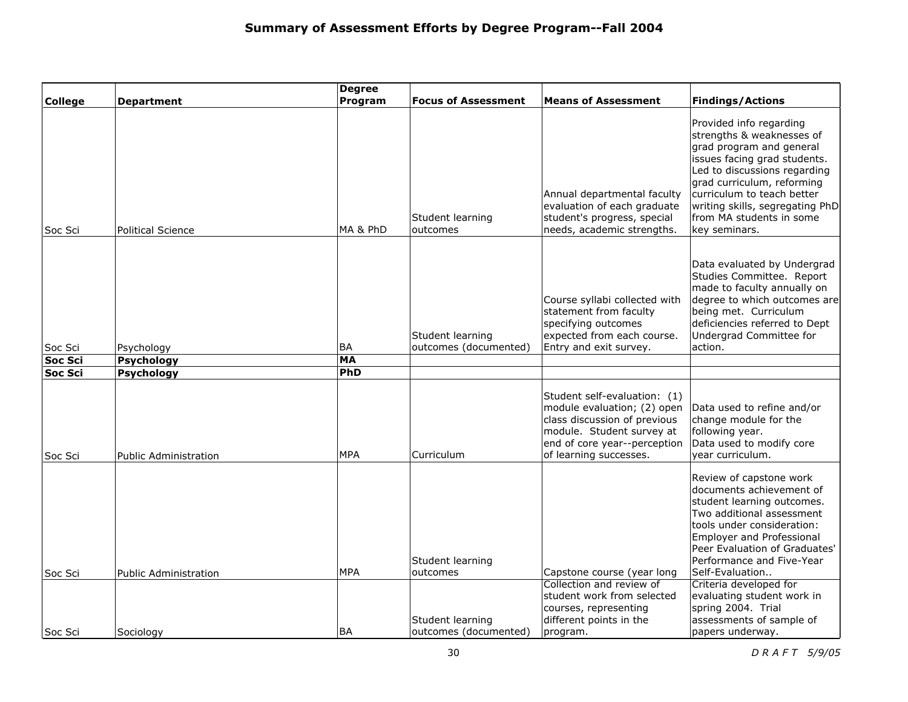# Summary of Assessment Efforts by Degree Program--Fall 2004

| College | Department | Degree Program | Focus of Assessment | Means of Assessment | Findings/Actions |
|---|---|---|---|---|---|
| Soc Sci | Political Science | MA & PhD | Student learning outcomes | Annual departmental faculty evaluation of each graduate student's progress, special needs, academic strengths. | Provided info regarding strengths & weaknesses of grad program and general issues facing grad students. Led to discussions regarding grad curriculum, reforming curriculum to teach better writing skills, segregating PhD from MA students in some key seminars. |
| Soc Sci | Psychology | BA | Student learning outcomes (documented) | Course syllabi collected with statement from faculty specifying outcomes expected from each course. Entry and exit survey. | Data evaluated by Undergrad Studies Committee. Report made to faculty annually on degree to which outcomes are being met. Curriculum deficiencies referred to Dept Undergrad Committee for action. |
| **Soc Sci** | **Psychology** | **MA** | | | |
| **Soc Sci** | **Psychology** | **PhD** | | | |
| Soc Sci | Public Administration | MPA | Curriculum | Student self-evaluation: (1) module evaluation; (2) open class discussion of previous module. Student survey at end of core year--perception of learning successes. | Data used to refine and/or change module for the following year. Data used to modify core year curriculum. |
| Soc Sci | Public Administration | MPA | Student learning outcomes | Capstone course (year long | Review of capstone work documents achievement of student learning outcomes. Two additional assessment tools under consideration: Employer and Professional Peer Evaluation of Graduates' Performance and Five-Year Self-Evaluation.. |
| Soc Sci | Sociology | BA | Student learning outcomes (documented) | Collection and review of student work from selected courses, representing different points in the program. | Criteria developed for evaluating student work in spring 2004. Trial assessments of sample of papers underway. |

*DRAFT 5/9/05*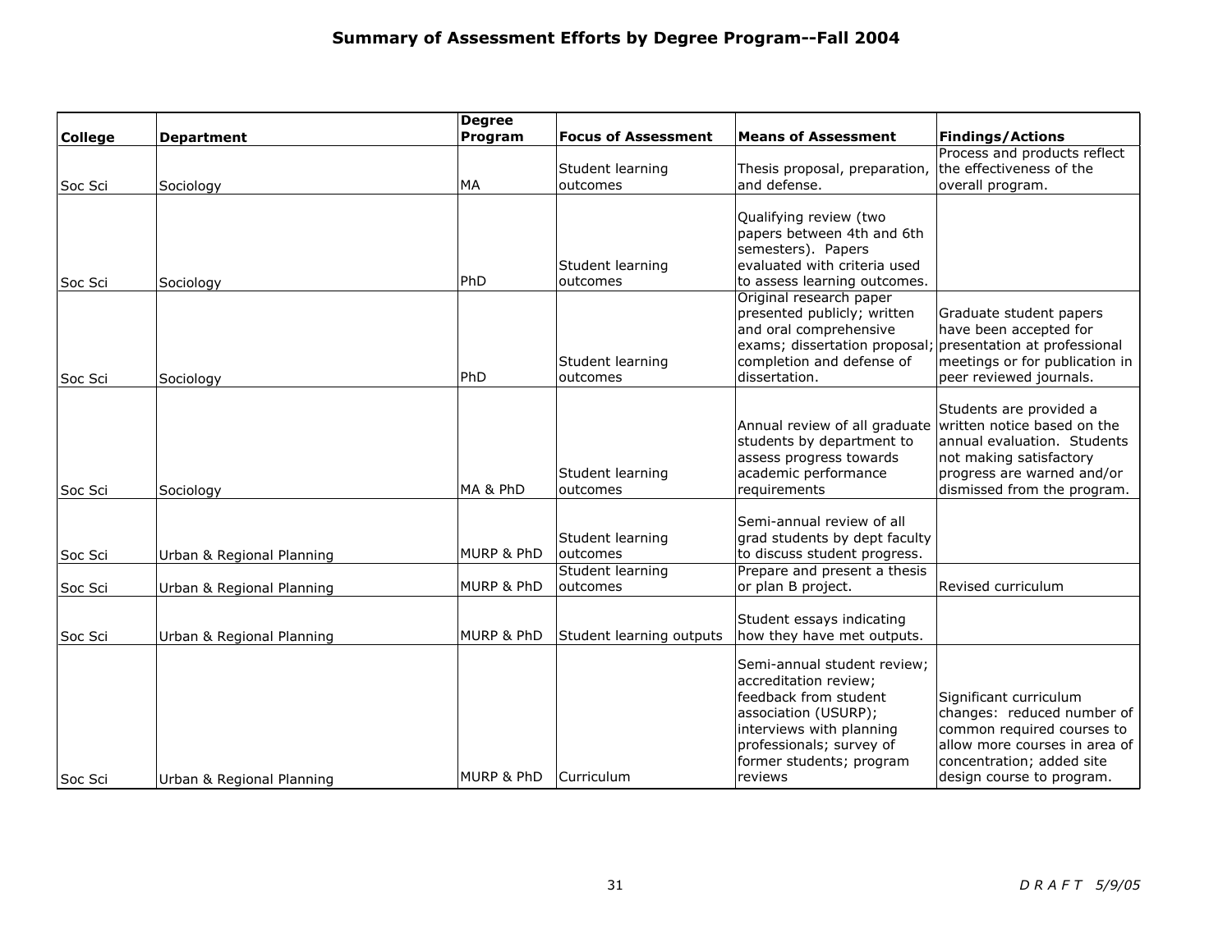## Summary of Assessment Efforts by Degree Program--Fall 2004

| College | Department | Degree Program | Focus of Assessment | Means of Assessment | Findings/Actions |
|---|---|---|---|---|---|
| Soc Sci | Sociology | MA | Student learning outcomes | Thesis proposal, preparation, and defense. | Process and products reflect the effectiveness of the overall program. |
| Soc Sci | Sociology | PhD | Student learning outcomes | Qualifying review (two papers between 4th and 6th semesters). Papers evaluated with criteria used to assess learning outcomes. | |
| Soc Sci | Sociology | PhD | Student learning outcomes | Original research paper presented publicly; written and oral comprehensive exams; dissertation proposal; completion and defense of dissertation. | Graduate student papers have been accepted for presentation at professional meetings or for publication in peer reviewed journals. |
| Soc Sci | Sociology | MA & PhD | Student learning outcomes | Annual review of all graduate students by department to assess progress towards academic performance requirements | Students are provided a written notice based on the annual evaluation. Students not making satisfactory progress are warned and/or dismissed from the program. |
| Soc Sci | Urban & Regional Planning | MURP & PhD | Student learning outcomes | Semi-annual review of all grad students by dept faculty to discuss student progress. | |
| Soc Sci | Urban & Regional Planning | MURP & PhD | Student learning outcomes | Prepare and present a thesis or plan B project. | Revised curriculum |
| Soc Sci | Urban & Regional Planning | MURP & PhD | Student learning outputs | Student essays indicating how they have met outputs. | |
| Soc Sci | Urban & Regional Planning | MURP & PhD | Curriculum | Semi-annual student review; accreditation review; feedback from student association (USURP); interviews with planning professionals; survey of former students; program reviews | Significant curriculum changes: reduced number of common required courses to allow more courses in area of concentration; added site design course to program. |

*D R A F T 5/9/05*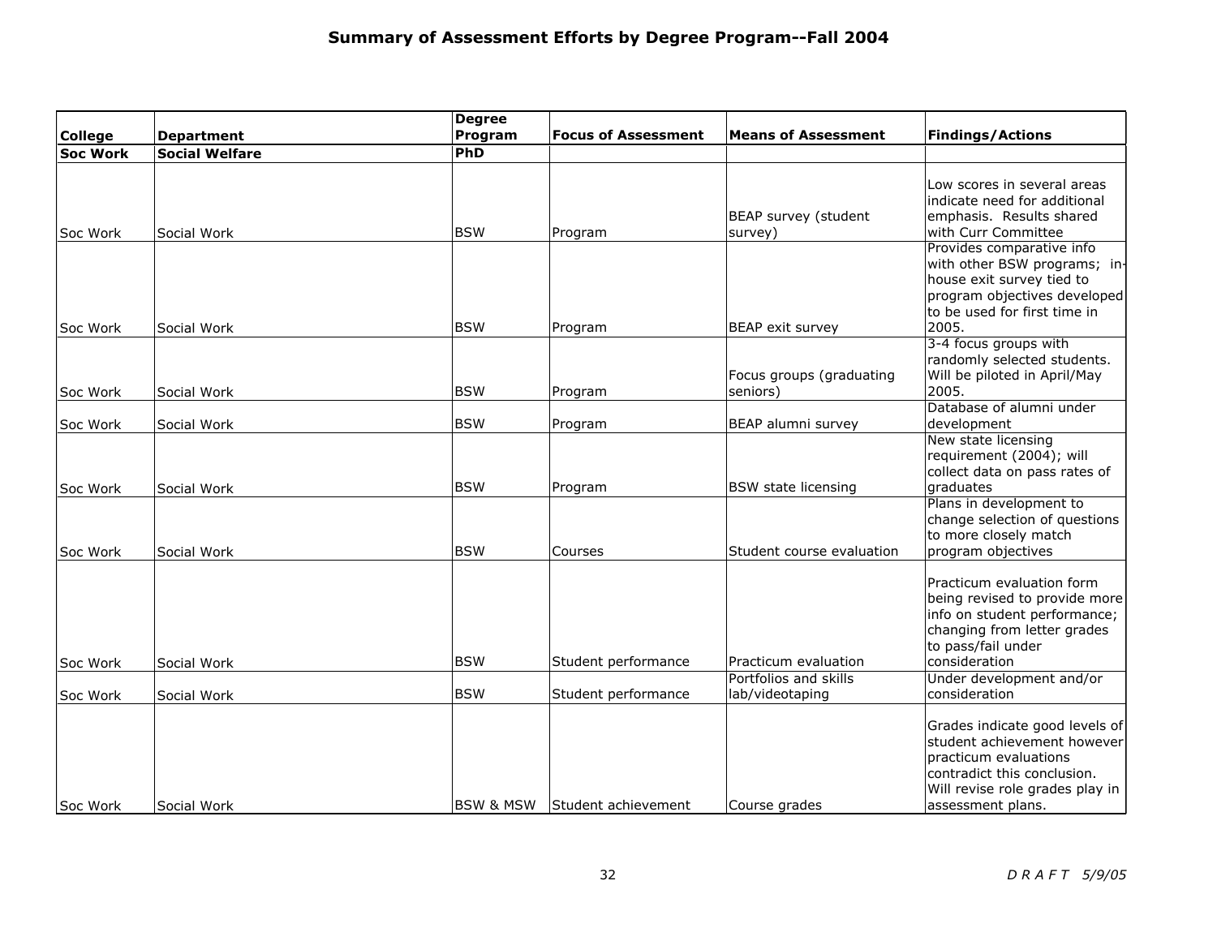## Summary of Assessment Efforts by Degree Program--Fall 2004

| College | Department | Degree Program | Focus of Assessment | Means of Assessment | Findings/Actions |
|---|---|---|---|---|---|
| **Soc Work** | **Social Welfare** | **PhD** | | | |
| Soc Work | Social Work | BSW | Program | BEAP survey (student survey) | Low scores in several areas indicate need for additional emphasis. Results shared with Curr Committee |
| Soc Work | Social Work | BSW | Program | BEAP exit survey | Provides comparative info with other BSW programs; in-house exit survey tied to program objectives developed to be used for first time in 2005. |
| Soc Work | Social Work | BSW | Program | Focus groups (graduating seniors) | 3-4 focus groups with randomly selected students. Will be piloted in April/May 2005. |
| Soc Work | Social Work | BSW | Program | BEAP alumni survey | Database of alumni under development |
| Soc Work | Social Work | BSW | Program | BSW state licensing | New state licensing requirement (2004); will collect data on pass rates of graduates |
| Soc Work | Social Work | BSW | Courses | Student course evaluation | Plans in development to change selection of questions to more closely match program objectives |
| Soc Work | Social Work | BSW | Student performance | Practicum evaluation | Practicum evaluation form being revised to provide more info on student performance; changing from letter grades to pass/fail under consideration |
| Soc Work | Social Work | BSW | Student performance | Portfolios and skills lab/videotaping | Under development and/or consideration |
| Soc Work | Social Work | BSW & MSW | Student achievement | Course grades | Grades indicate good levels of student achievement however practicum evaluations contradict this conclusion. Will revise role grades play in assessment plans. |

*D R A F T 5/9/05*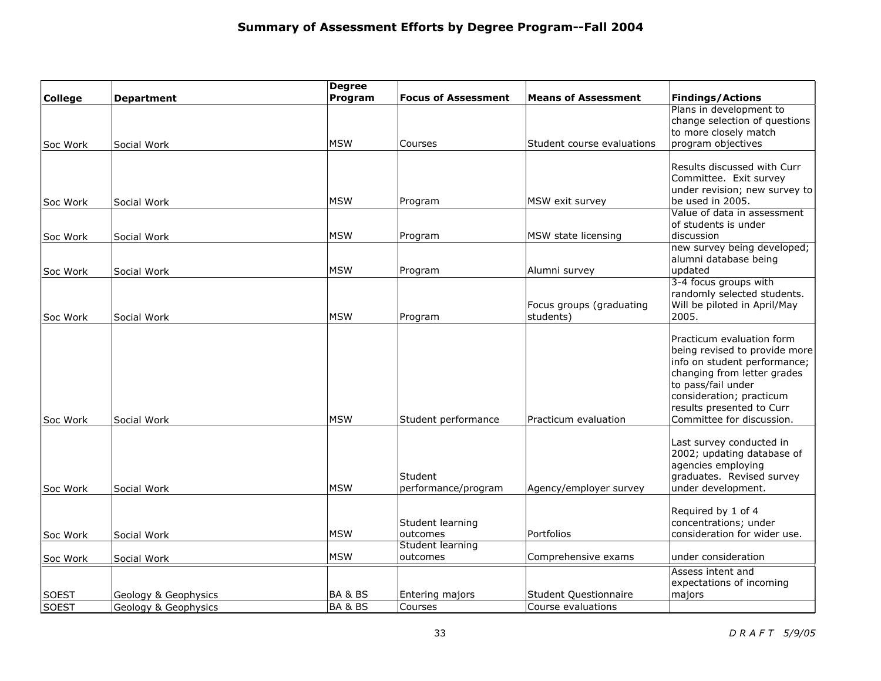# Summary of Assessment Efforts by Degree Program--Fall 2004

| College | Department | Degree Program | Focus of Assessment | Means of Assessment | Findings/Actions |
|---|---|---|---|---|---|
| Soc Work | Social Work | MSW | Courses | Student course evaluations | Plans in development to change selection of questions to more closely match program objectives |
| Soc Work | Social Work | MSW | Program | MSW exit survey | Results discussed with Curr Committee. Exit survey under revision; new survey to be used in 2005. |
| Soc Work | Social Work | MSW | Program | MSW state licensing | Value of data in assessment of students is under discussion |
| Soc Work | Social Work | MSW | Program | Alumni survey | new survey being developed; alumni database being updated |
| Soc Work | Social Work | MSW | Program | Focus groups (graduating students) | 3-4 focus groups with randomly selected students. Will be piloted in April/May 2005. |
| Soc Work | Social Work | MSW | Student performance | Practicum evaluation | Practicum evaluation form being revised to provide more info on student performance; changing from letter grades to pass/fail under consideration; practicum results presented to Curr Committee for discussion. |
| Soc Work | Social Work | MSW | Student performance/program | Agency/employer survey | Last survey conducted in 2002; updating database of agencies employing graduates. Revised survey under development. |
| Soc Work | Social Work | MSW | Student learning outcomes | Portfolios | Required by 1 of 4 concentrations; under consideration for wider use. |
| Soc Work | Social Work | MSW | Student learning outcomes | Comprehensive exams | under consideration |
| SOEST | Geology & Geophysics | BA & BS | Entering majors | Student Questionnaire | Assess intent and expectations of incoming majors |
| SOEST | Geology & Geophysics | BA & BS | Courses | Course evaluations | |

*D R A F T 5/9/05*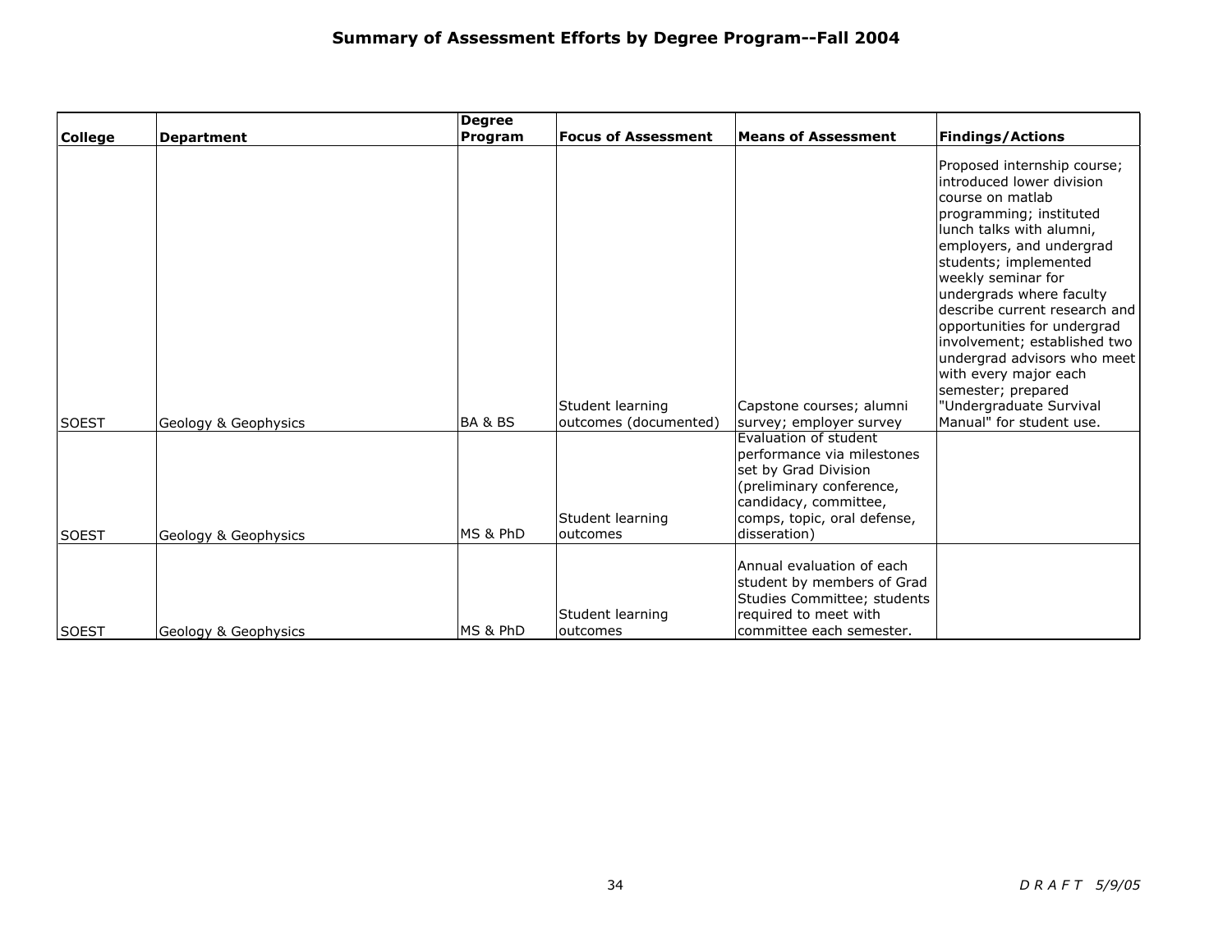## Summary of Assessment Efforts by Degree Program--Fall 2004

| College | Department | Degree Program | Focus of Assessment | Means of Assessment | Findings/Actions |
|---|---|---|---|---|---|
| SOEST | Geology & Geophysics | BA & BS | Student learning outcomes (documented) | Capstone courses; alumni survey; employer survey | Proposed internship course; introduced lower division course on matlab programming; instituted lunch talks with alumni, employers, and undergrad students; implemented weekly seminar for undergrads where faculty describe current research and opportunities for undergrad involvement; established two undergrad advisors who meet with every major each semester; prepared "Undergraduate Survival Manual" for student use. |
| SOEST | Geology & Geophysics | MS & PhD | Student learning outcomes | Evaluation of student performance via milestones set by Grad Division (preliminary conference, candidacy, committee, comps, topic, oral defense, disseration) | |
| SOEST | Geology & Geophysics | MS & PhD | Student learning outcomes | Annual evaluation of each student by members of Grad Studies Committee; students required to meet with committee each semester. | |

*D R A F T 5/9/05*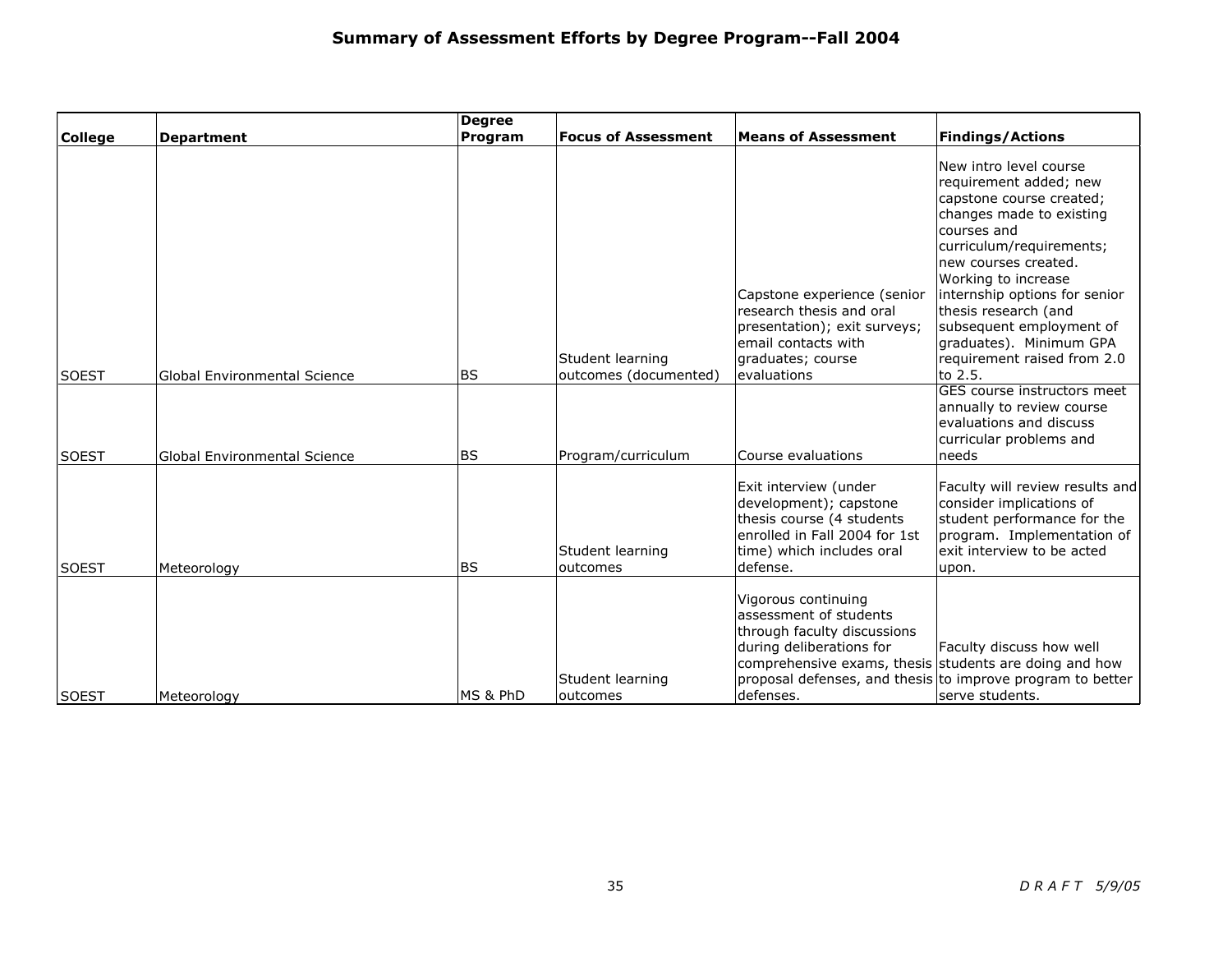# Summary of Assessment Efforts by Degree Program--Fall 2004

| College | Department | Degree Program | Focus of Assessment | Means of Assessment | Findings/Actions |
|---|---|---|---|---|---|
| SOEST | Global Environmental Science | BS | Student learning outcomes (documented) | Capstone experience (senior research thesis and oral presentation); exit surveys; email contacts with graduates; course evaluations | New intro level course requirement added; new capstone course created; changes made to existing courses and curriculum/requirements; new courses created. Working to increase internship options for senior thesis research (and subsequent employment of graduates). Minimum GPA requirement raised from 2.0 to 2.5. |
| SOEST | Global Environmental Science | BS | Program/curriculum | Course evaluations | GES course instructors meet annually to review course evaluations and discuss curricular problems and needs |
| SOEST | Meteorology | BS | Student learning outcomes | Exit interview (under development); capstone thesis course (4 students enrolled in Fall 2004 for 1st time) which includes oral defense. | Faculty will review results and consider implications of student performance for the program. Implementation of exit interview to be acted upon. |
| SOEST | Meteorology | MS & PhD | Student learning outcomes | Vigorous continuing assessment of students through faculty discussions during deliberations for comprehensive exams, thesis proposal defenses, and thesis defenses. | Faculty discuss how well students are doing and how to improve program to better serve students. |

*DRAFT 5/9/05*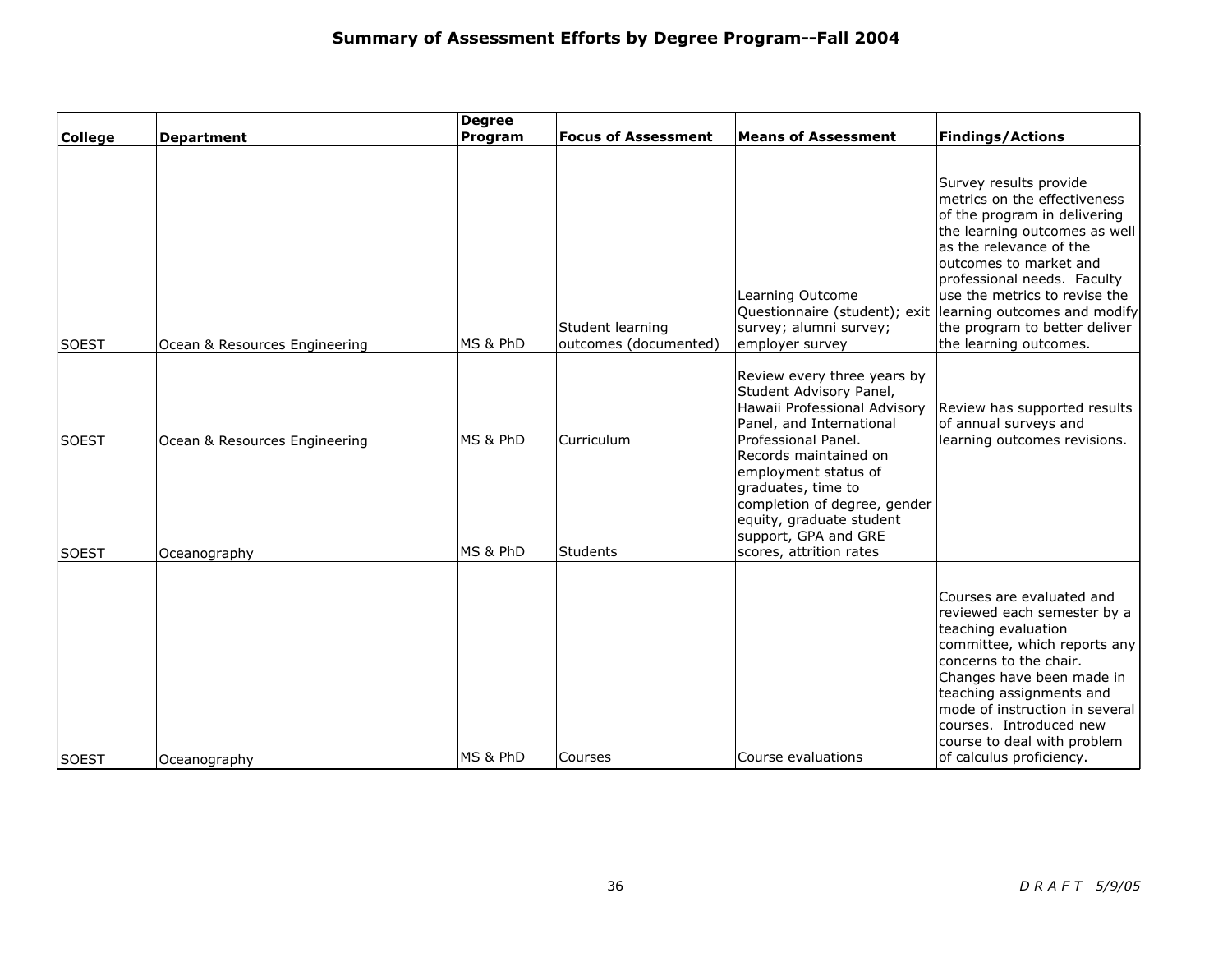# Summary of Assessment Efforts by Degree Program--Fall 2004

| College | Department | Degree Program | Focus of Assessment | Means of Assessment | Findings/Actions |
|---|---|---|---|---|---|
| SOEST | Ocean & Resources Engineering | MS & PhD | Student learning outcomes (documented) | Learning Outcome Questionnaire (student); exit survey; alumni survey; employer survey | Survey results provide metrics on the effectiveness of the program in delivering the learning outcomes as well as the relevance of the outcomes to market and professional needs. Faculty use the metrics to revise the learning outcomes and modify the program to better deliver the learning outcomes. |
| SOEST | Ocean & Resources Engineering | MS & PhD | Curriculum | Review every three years by Student Advisory Panel, Hawaii Professional Advisory Panel, and International Professional Panel. | Review has supported results of annual surveys and learning outcomes revisions. |
| SOEST | Oceanography | MS & PhD | Students | Records maintained on employment status of graduates, time to completion of degree, gender equity, graduate student support, GPA and GRE scores, attrition rates | |
| SOEST | Oceanography | MS & PhD | Courses | Course evaluations | Courses are evaluated and reviewed each semester by a teaching evaluation committee, which reports any concerns to the chair. Changes have been made in teaching assignments and mode of instruction in several courses. Introduced new course to deal with problem of calculus proficiency. |

*DRAFT 5/9/05*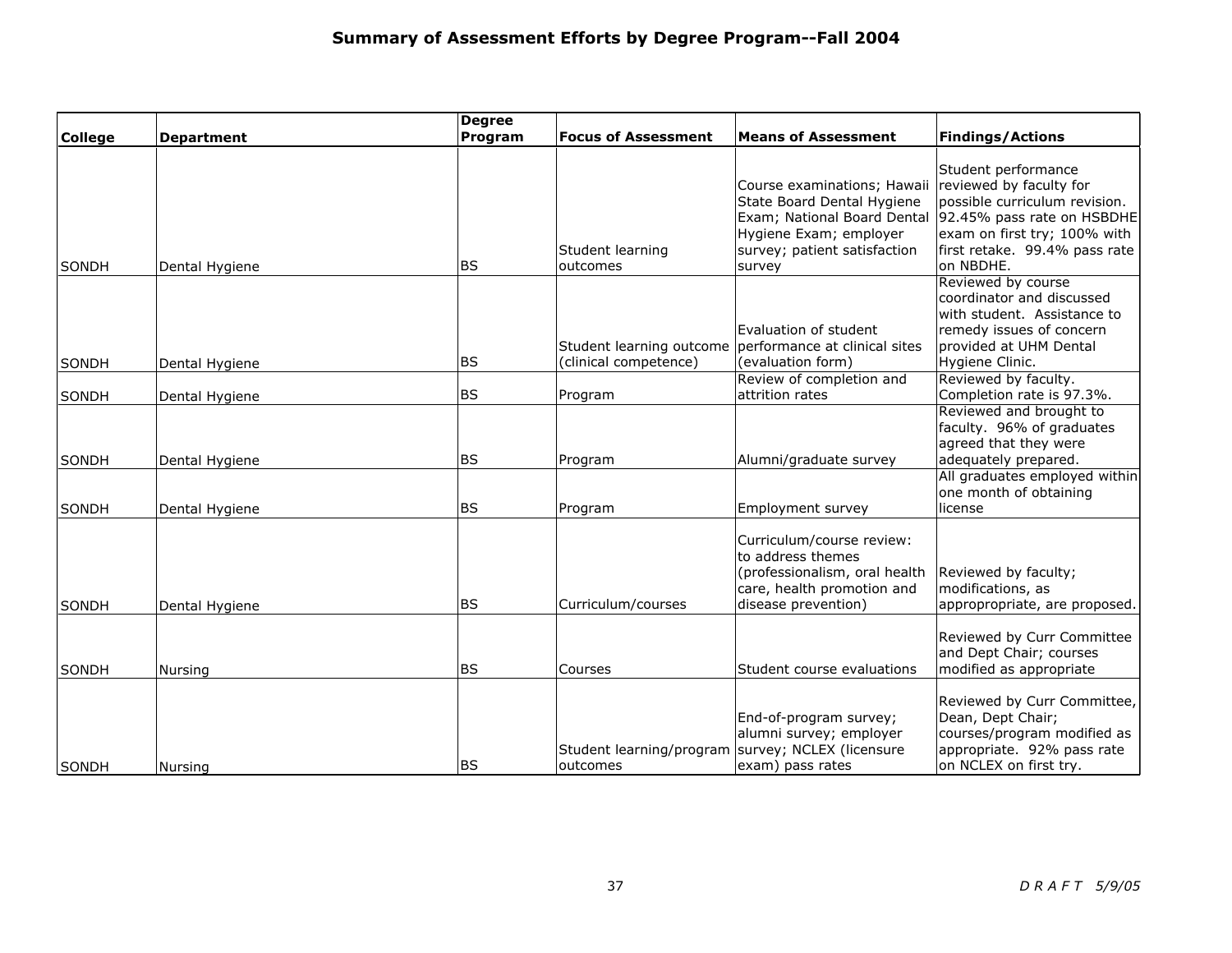# Summary of Assessment Efforts by Degree Program--Fall 2004

| College | Department | Degree Program | Focus of Assessment | Means of Assessment | Findings/Actions |
|---|---|---|---|---|---|
| SONDH | Dental Hygiene | BS | Student learning outcomes | Course examinations; Hawaii State Board Dental Hygiene Exam; National Board Dental Hygiene Exam; employer survey; patient satisfaction survey | Student performance reviewed by faculty for possible curriculum revision. 92.45% pass rate on HSBDHE exam on first try; 100% with first retake. 99.4% pass rate on NBDHE. |
| SONDH | Dental Hygiene | BS | Student learning outcome (clinical competence) | Evaluation of student performance at clinical sites (evaluation form) | Reviewed by course coordinator and discussed with student. Assistance to remedy issues of concern provided at UHM Dental Hygiene Clinic. |
| SONDH | Dental Hygiene | BS | Program | Review of completion and attrition rates | Reviewed by faculty. Completion rate is 97.3%. |
| SONDH | Dental Hygiene | BS | Program | Alumni/graduate survey | Reviewed and brought to faculty. 96% of graduates agreed that they were adequately prepared. |
| SONDH | Dental Hygiene | BS | Program | Employment survey | All graduates employed within one month of obtaining license |
| SONDH | Dental Hygiene | BS | Curriculum/courses | Curriculum/course review: to address themes (professionalism, oral health care, health promotion and disease prevention) | Reviewed by faculty; modifications, as approppropriate, are proposed. |
| SONDH | Nursing | BS | Courses | Student course evaluations | Reviewed by Curr Committee and Dept Chair; courses modified as appropriate |
| SONDH | Nursing | BS | Student learning/program outcomes | End-of-program survey; alumni survey; employer survey; NCLEX (licensure exam) pass rates | Reviewed by Curr Committee, Dean, Dept Chair; courses/program modified as appropriate. 92% pass rate on NCLEX on first try. |

*D R A F T 5/9/05*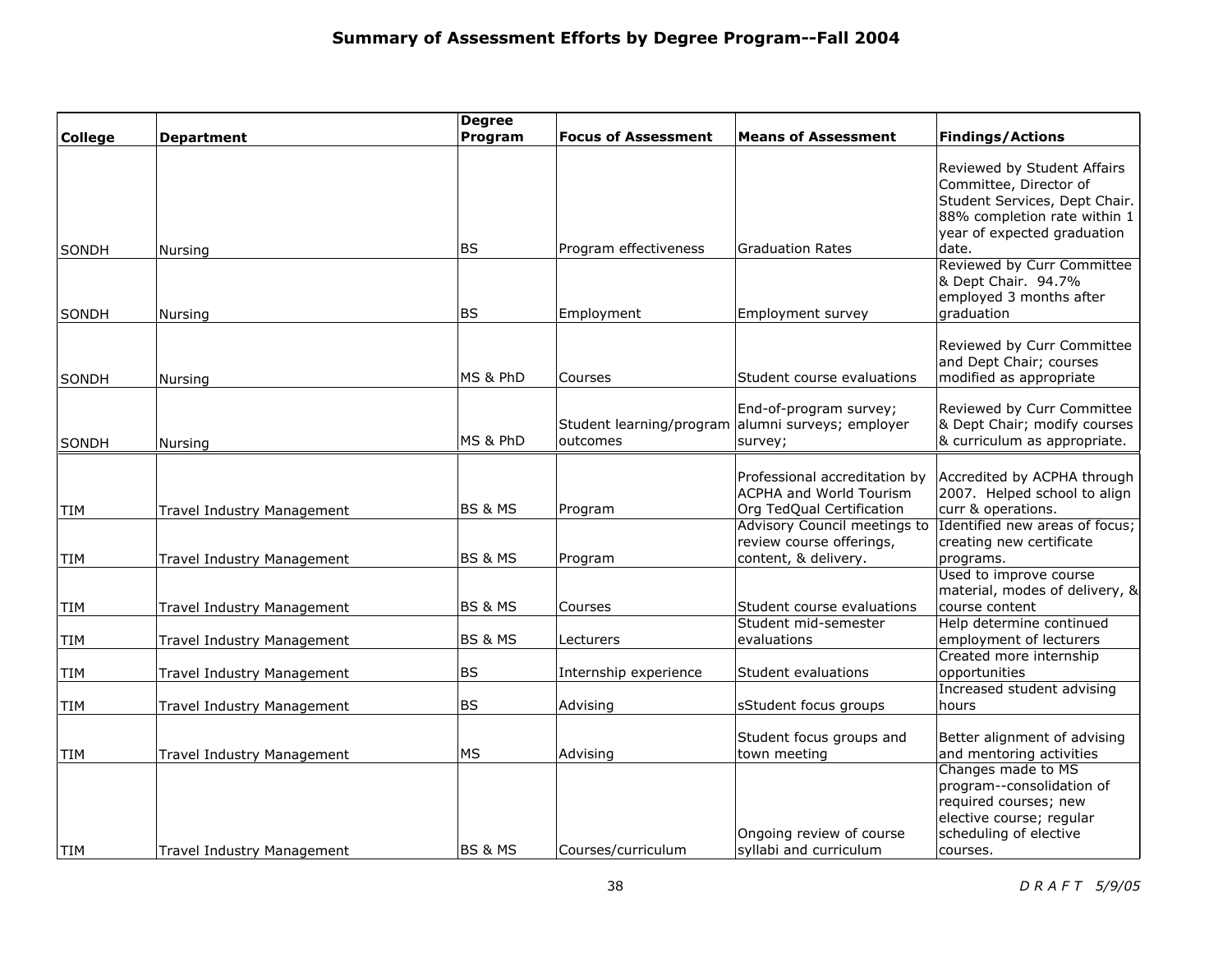## Summary of Assessment Efforts by Degree Program--Fall 2004

| College | Department | Degree Program | Focus of Assessment | Means of Assessment | Findings/Actions |
|---|---|---|---|---|---|
| SONDH | Nursing | BS | Program effectiveness | Graduation Rates | Reviewed by Student Affairs Committee, Director of Student Services, Dept Chair. 88% completion rate within 1 year of expected graduation date. |
| SONDH | Nursing | BS | Employment | Employment survey | Reviewed by Curr Committee & Dept Chair. 94.7% employed 3 months after graduation |
| SONDH | Nursing | MS & PhD | Courses | Student course evaluations | Reviewed by Curr Committee and Dept Chair; courses modified as appropriate |
| SONDH | Nursing | MS & PhD | Student learning/program outcomes | End-of-program survey; alumni surveys; employer survey; | Reviewed by Curr Committee & Dept Chair; modify courses & curriculum as appropriate. |
| TIM | Travel Industry Management | BS & MS | Program | Professional accreditation by ACPHA and World Tourism Org TedQual Certification | Accredited by ACPHA through 2007. Helped school to align curr & operations. |
| TIM | Travel Industry Management | BS & MS | Program | Advisory Council meetings to review course offerings, content, & delivery. | Identified new areas of focus; creating new certificate programs. |
| TIM | Travel Industry Management | BS & MS | Courses | Student course evaluations | Used to improve course material, modes of delivery, & course content |
| TIM | Travel Industry Management | BS & MS | Lecturers | Student mid-semester evaluations | Help determine continued employment of lecturers |
| TIM | Travel Industry Management | BS | Internship experience | Student evaluations | Created more internship opportunities |
| TIM | Travel Industry Management | BS | Advising | sStudent focus groups | Increased student advising hours |
| TIM | Travel Industry Management | MS | Advising | Student focus groups and town meeting | Better alignment of advising and mentoring activities |
| TIM | Travel Industry Management | BS & MS | Courses/curriculum | Ongoing review of course syllabi and curriculum | Changes made to MS program--consolidation of required courses; new elective course; regular scheduling of elective courses. |

*D R A F T 5/9/05*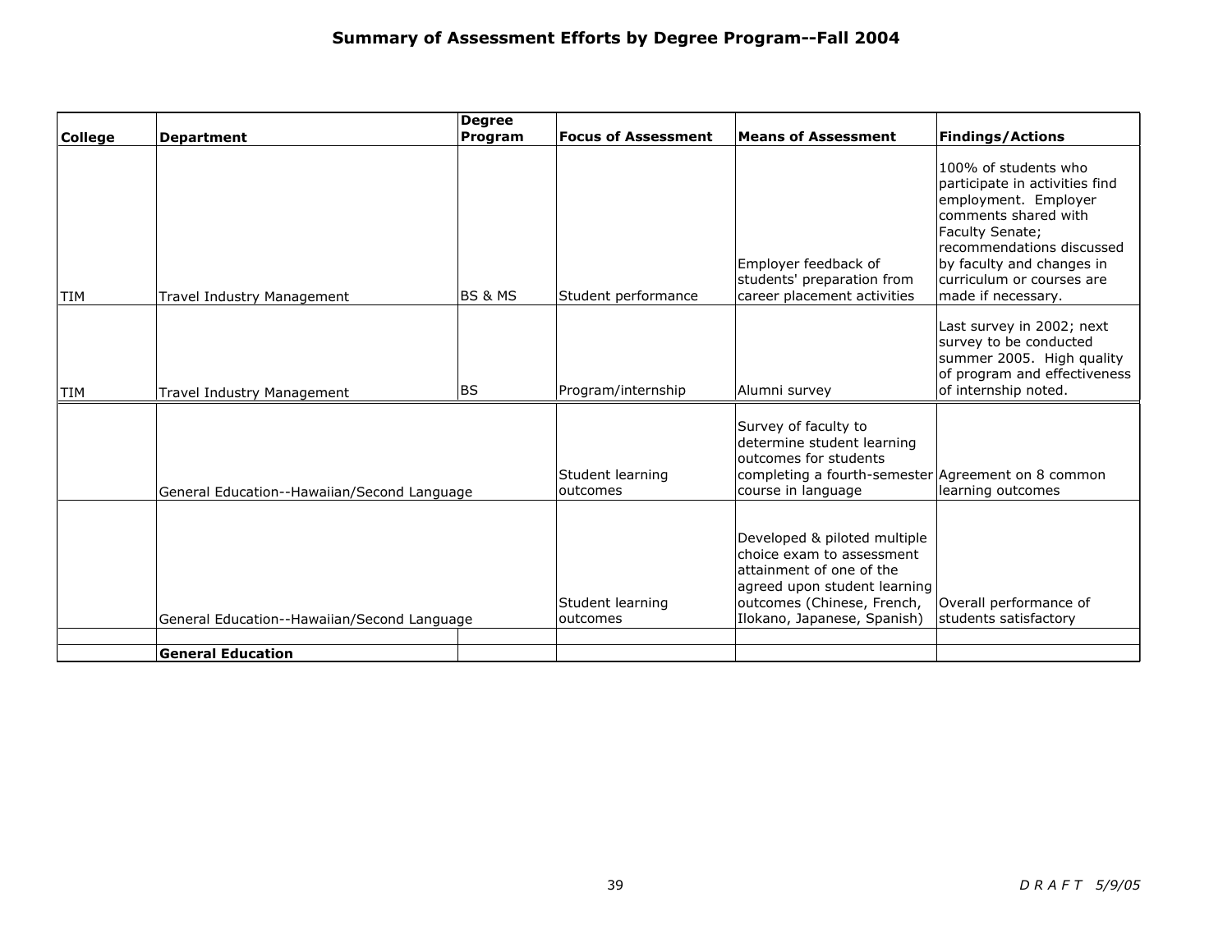# Summary of Assessment Efforts by Degree Program--Fall 2004

| College | Department | Degree Program | Focus of Assessment | Means of Assessment | Findings/Actions |
|---|---|---|---|---|---|
| TIM | Travel Industry Management | BS & MS | Student performance | Employer feedback of students' preparation from career placement activities | 100% of students who participate in activities find employment. Employer comments shared with Faculty Senate; recommendations discussed by faculty and changes in curriculum or courses are made if necessary. |
| TIM | Travel Industry Management | BS | Program/internship | Alumni survey | Last survey in 2002; next survey to be conducted summer 2005. High quality of program and effectiveness of internship noted. |
| | General Education--Hawaiian/Second Language | | Student learning outcomes | Survey of faculty to determine student learning outcomes for students completing a fourth-semester course in language | Agreement on 8 common learning outcomes |
| | General Education--Hawaiian/Second Language | | Student learning outcomes | Developed & piloted multiple choice exam to assessment attainment of one of the agreed upon student learning outcomes (Chinese, French, Ilokano, Japanese, Spanish) | Overall performance of students satisfactory |
| | | | | | |
| | **General Education** | | | | |

*D R A F T 5/9/05*